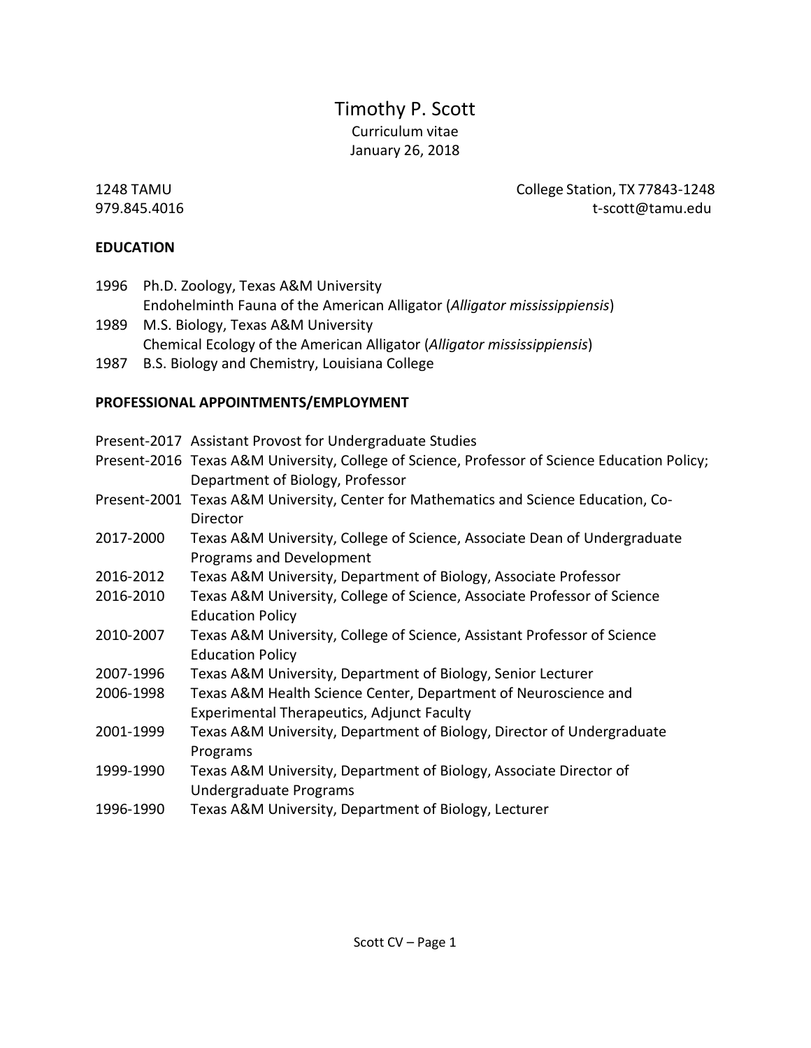# Timothy P. Scott

Curriculum vitae
January 26, 2018

1248 TAMU
College Station, TX 77843-1248
979.845.4016
t-scott@tamu.edu

## EDUCATION

1996 Ph.D. Zoology, Texas A&M University
Endohelminth Fauna of the American Alligator (*Alligator mississippiensis*)

1989 M.S. Biology, Texas A&M University
Chemical Ecology of the American Alligator (*Alligator mississippiensis*)

1987 B.S. Biology and Chemistry, Louisiana College

## PROFESSIONAL APPOINTMENTS/EMPLOYMENT

| | |
|---|---|
| Present-2017 | Assistant Provost for Undergraduate Studies |
| Present-2016 | Texas A&M University, College of Science, Professor of Science Education Policy; Department of Biology, Professor |
| Present-2001 | Texas A&M University, Center for Mathematics and Science Education, Co-Director |
| 2017-2000 | Texas A&M University, College of Science, Associate Dean of Undergraduate Programs and Development |
| 2016-2012 | Texas A&M University, Department of Biology, Associate Professor |
| 2016-2010 | Texas A&M University, College of Science, Associate Professor of Science Education Policy |
| 2010-2007 | Texas A&M University, College of Science, Assistant Professor of Science Education Policy |
| 2007-1996 | Texas A&M University, Department of Biology, Senior Lecturer |
| 2006-1998 | Texas A&M Health Science Center, Department of Neuroscience and Experimental Therapeutics, Adjunct Faculty |
| 2001-1999 | Texas A&M University, Department of Biology, Director of Undergraduate Programs |
| 1999-1990 | Texas A&M University, Department of Biology, Associate Director of Undergraduate Programs |
| 1996-1990 | Texas A&M University, Department of Biology, Lecturer |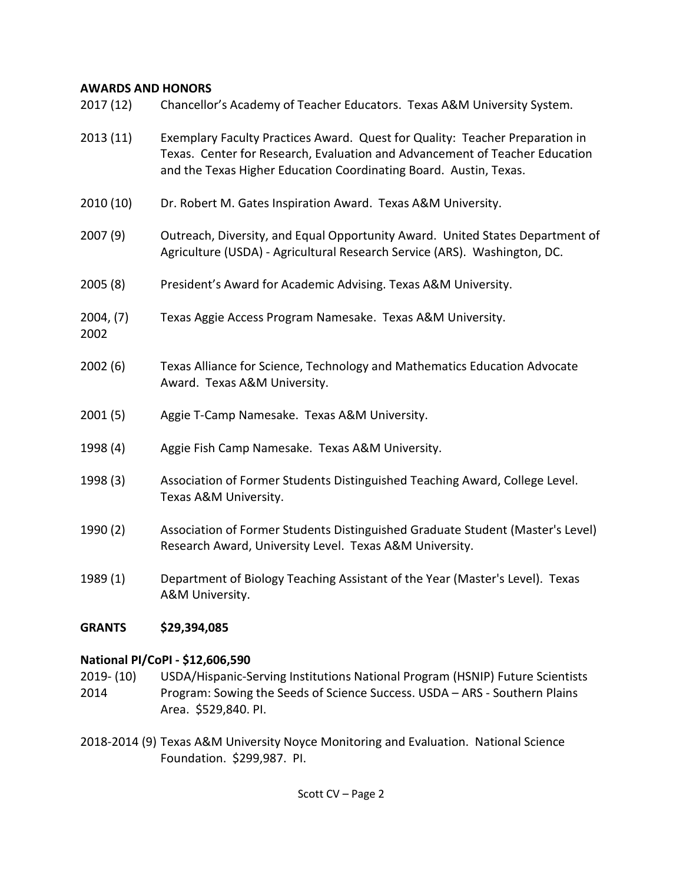**AWARDS AND HONORS**

2017 (12) Chancellor's Academy of Teacher Educators. Texas A&M University System.

2013 (11) Exemplary Faculty Practices Award. Quest for Quality: Teacher Preparation in Texas. Center for Research, Evaluation and Advancement of Teacher Education and the Texas Higher Education Coordinating Board. Austin, Texas.

2010 (10) Dr. Robert M. Gates Inspiration Award. Texas A&M University.

2007 (9) Outreach, Diversity, and Equal Opportunity Award. United States Department of Agriculture (USDA) - Agricultural Research Service (ARS). Washington, DC.

2005 (8) President's Award for Academic Advising. Texas A&M University.

2004, 2002 (7) Texas Aggie Access Program Namesake. Texas A&M University.

2002 (6) Texas Alliance for Science, Technology and Mathematics Education Advocate Award. Texas A&M University.

2001 (5) Aggie T-Camp Namesake. Texas A&M University.

1998 (4) Aggie Fish Camp Namesake. Texas A&M University.

1998 (3) Association of Former Students Distinguished Teaching Award, College Level. Texas A&M University.

1990 (2) Association of Former Students Distinguished Graduate Student (Master's Level) Research Award, University Level. Texas A&M University.

1989 (1) Department of Biology Teaching Assistant of the Year (Master's Level). Texas A&M University.

**GRANTS $29,394,085**

**National PI/CoPI - $12,606,590**

2019-2014 (10) USDA/Hispanic-Serving Institutions National Program (HSNIP) Future Scientists Program: Sowing the Seeds of Science Success. USDA – ARS - Southern Plains Area. $529,840. PI.

2018-2014 (9) Texas A&M University Noyce Monitoring and Evaluation. National Science Foundation. $299,987. PI.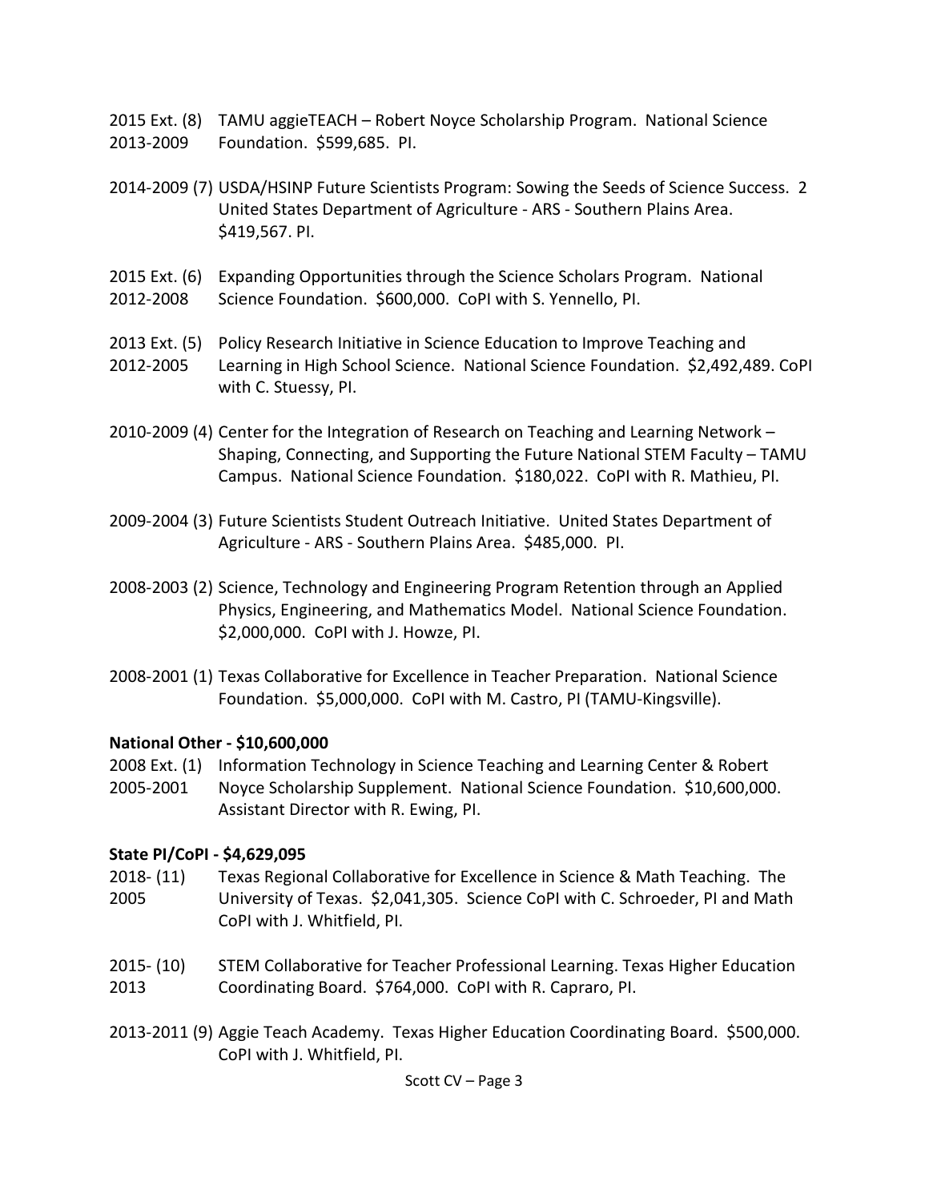2015 Ext. (8) 2013-2009 TAMU aggieTEACH – Robert Noyce Scholarship Program. National Science Foundation. $599,685. PI.

2014-2009 (7) USDA/HSINP Future Scientists Program: Sowing the Seeds of Science Success. 2 United States Department of Agriculture - ARS - Southern Plains Area. $419,567. PI.

2015 Ext. (6) 2012-2008 Expanding Opportunities through the Science Scholars Program. National Science Foundation. $600,000. CoPI with S. Yennello, PI.

2013 Ext. (5) 2012-2005 Policy Research Initiative in Science Education to Improve Teaching and Learning in High School Science. National Science Foundation. $2,492,489. CoPI with C. Stuessy, PI.

2010-2009 (4) Center for the Integration of Research on Teaching and Learning Network – Shaping, Connecting, and Supporting the Future National STEM Faculty – TAMU Campus. National Science Foundation. $180,022. CoPI with R. Mathieu, PI.

2009-2004 (3) Future Scientists Student Outreach Initiative. United States Department of Agriculture - ARS - Southern Plains Area. $485,000. PI.

2008-2003 (2) Science, Technology and Engineering Program Retention through an Applied Physics, Engineering, and Mathematics Model. National Science Foundation. $2,000,000. CoPI with J. Howze, PI.

2008-2001 (1) Texas Collaborative for Excellence in Teacher Preparation. National Science Foundation. $5,000,000. CoPI with M. Castro, PI (TAMU-Kingsville).

**National Other - $10,600,000**

2008 Ext. (1) 2005-2001 Information Technology in Science Teaching and Learning Center & Robert Noyce Scholarship Supplement. National Science Foundation. $10,600,000. Assistant Director with R. Ewing, PI.

**State PI/CoPI - $4,629,095**

2018- (11) 2005 Texas Regional Collaborative for Excellence in Science & Math Teaching. The University of Texas. $2,041,305. Science CoPI with C. Schroeder, PI and Math CoPI with J. Whitfield, PI.

2015- (10) 2013 STEM Collaborative for Teacher Professional Learning. Texas Higher Education Coordinating Board. $764,000. CoPI with R. Capraro, PI.

2013-2011 (9) Aggie Teach Academy. Texas Higher Education Coordinating Board. $500,000. CoPI with J. Whitfield, PI.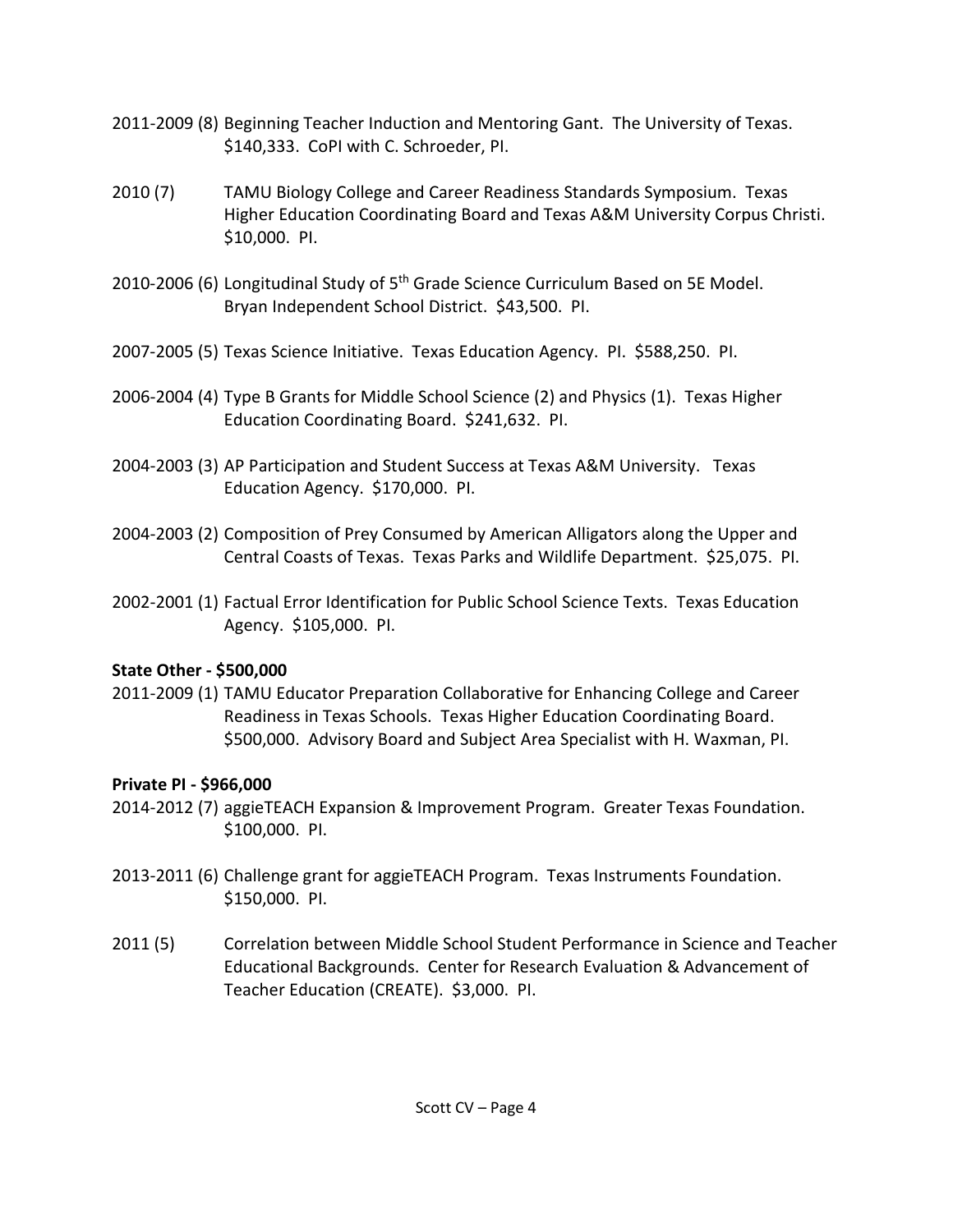2011-2009 (8) Beginning Teacher Induction and Mentoring Gant. The University of Texas. $140,333. CoPI with C. Schroeder, PI.

2010 (7) TAMU Biology College and Career Readiness Standards Symposium. Texas Higher Education Coordinating Board and Texas A&M University Corpus Christi. $10,000. PI.

2010-2006 (6) Longitudinal Study of 5th Grade Science Curriculum Based on 5E Model. Bryan Independent School District. $43,500. PI.

2007-2005 (5) Texas Science Initiative. Texas Education Agency. PI. $588,250. PI.

2006-2004 (4) Type B Grants for Middle School Science (2) and Physics (1). Texas Higher Education Coordinating Board. $241,632. PI.

2004-2003 (3) AP Participation and Student Success at Texas A&M University. Texas Education Agency. $170,000. PI.

2004-2003 (2) Composition of Prey Consumed by American Alligators along the Upper and Central Coasts of Texas. Texas Parks and Wildlife Department. $25,075. PI.

2002-2001 (1) Factual Error Identification for Public School Science Texts. Texas Education Agency. $105,000. PI.

**State Other - $500,000**

2011-2009 (1) TAMU Educator Preparation Collaborative for Enhancing College and Career Readiness in Texas Schools. Texas Higher Education Coordinating Board. $500,000. Advisory Board and Subject Area Specialist with H. Waxman, PI.

**Private PI - $966,000**

2014-2012 (7) aggieTEACH Expansion & Improvement Program. Greater Texas Foundation. $100,000. PI.

2013-2011 (6) Challenge grant for aggieTEACH Program. Texas Instruments Foundation. $150,000. PI.

2011 (5) Correlation between Middle School Student Performance in Science and Teacher Educational Backgrounds. Center for Research Evaluation & Advancement of Teacher Education (CREATE). $3,000. PI.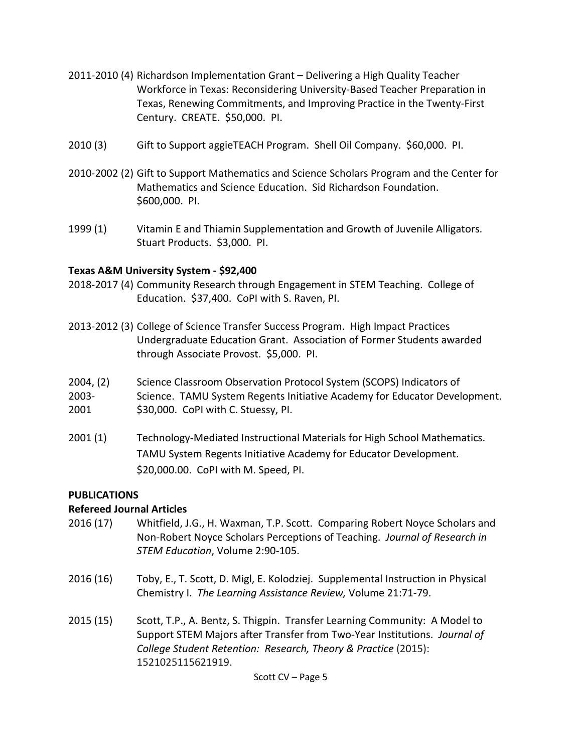2011-2010 (4) Richardson Implementation Grant – Delivering a High Quality Teacher Workforce in Texas: Reconsidering University-Based Teacher Preparation in Texas, Renewing Commitments, and Improving Practice in the Twenty-First Century. CREATE. $50,000. PI.

2010 (3) Gift to Support aggieTEACH Program. Shell Oil Company. $60,000. PI.

2010-2002 (2) Gift to Support Mathematics and Science Scholars Program and the Center for Mathematics and Science Education. Sid Richardson Foundation. $600,000. PI.

1999 (1) Vitamin E and Thiamin Supplementation and Growth of Juvenile Alligators. Stuart Products. $3,000. PI.

**Texas A&M University System - $92,400**

2018-2017 (4) Community Research through Engagement in STEM Teaching. College of Education. $37,400. CoPI with S. Raven, PI.

2013-2012 (3) College of Science Transfer Success Program. High Impact Practices Undergraduate Education Grant. Association of Former Students awarded through Associate Provost. $5,000. PI.

2004, 2003-2001 (2) Science Classroom Observation Protocol System (SCOPS) Indicators of Science. TAMU System Regents Initiative Academy for Educator Development. $30,000. CoPI with C. Stuessy, PI.

2001 (1) Technology-Mediated Instructional Materials for High School Mathematics. TAMU System Regents Initiative Academy for Educator Development. $20,000.00. CoPI with M. Speed, PI.

## PUBLICATIONS

### Refereed Journal Articles

2016 (17) Whitfield, J.G., H. Waxman, T.P. Scott. Comparing Robert Noyce Scholars and Non-Robert Noyce Scholars Perceptions of Teaching. *Journal of Research in STEM Education*, Volume 2:90-105.

2016 (16) Toby, E., T. Scott, D. Migl, E. Kolodziej. Supplemental Instruction in Physical Chemistry I. *The Learning Assistance Review,* Volume 21:71-79.

2015 (15) Scott, T.P., A. Bentz, S. Thigpin. Transfer Learning Community: A Model to Support STEM Majors after Transfer from Two-Year Institutions. *Journal of College Student Retention: Research, Theory & Practice* (2015): 1521025115621919.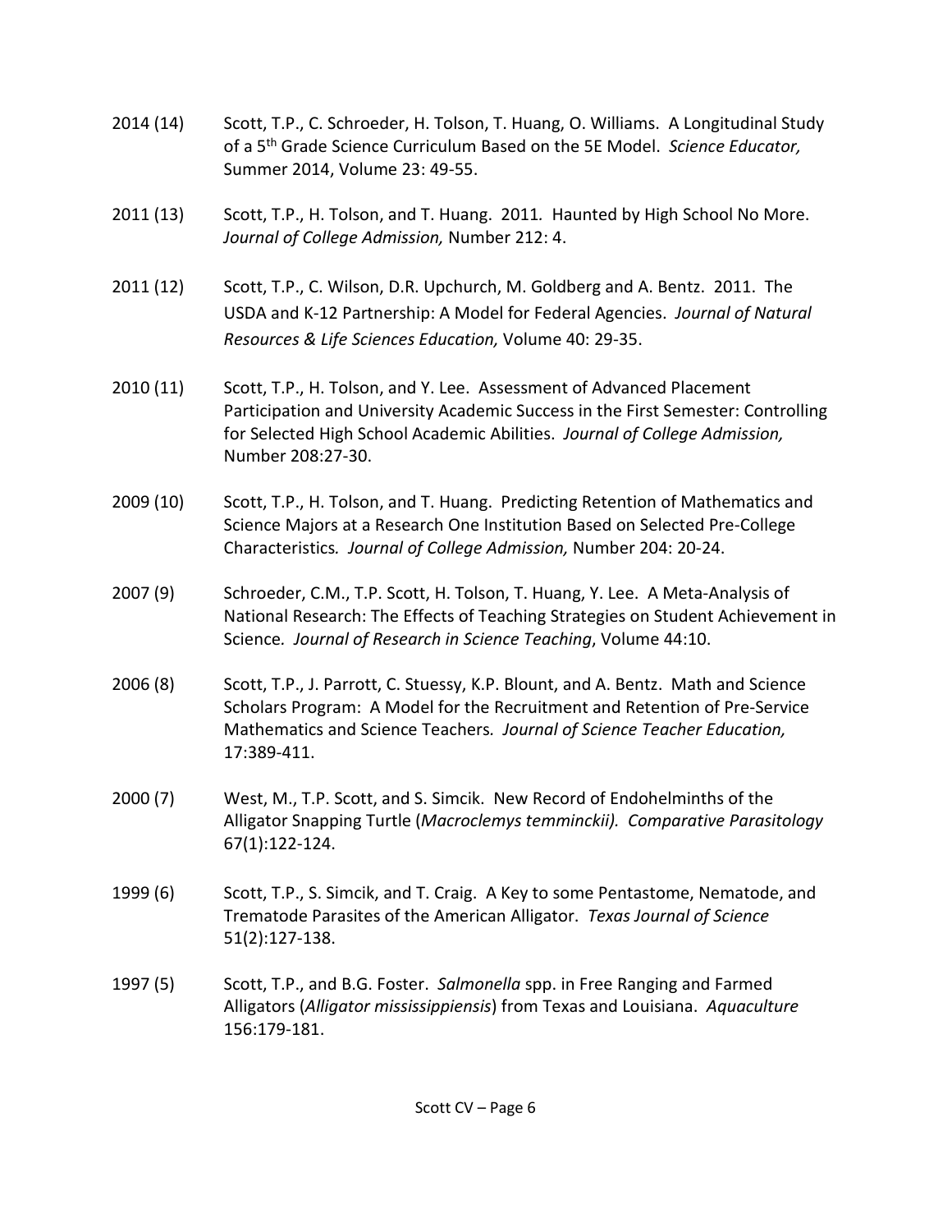2014 (14) Scott, T.P., C. Schroeder, H. Tolson, T. Huang, O. Williams. A Longitudinal Study of a 5th Grade Science Curriculum Based on the 5E Model. *Science Educator,* Summer 2014, Volume 23: 49-55.

2011 (13) Scott, T.P., H. Tolson, and T. Huang. 2011. Haunted by High School No More. *Journal of College Admission,* Number 212: 4.

2011 (12) Scott, T.P., C. Wilson, D.R. Upchurch, M. Goldberg and A. Bentz. 2011. The USDA and K-12 Partnership: A Model for Federal Agencies. *Journal of Natural Resources & Life Sciences Education,* Volume 40: 29-35.

2010 (11) Scott, T.P., H. Tolson, and Y. Lee. Assessment of Advanced Placement Participation and University Academic Success in the First Semester: Controlling for Selected High School Academic Abilities. *Journal of College Admission,* Number 208:27-30.

2009 (10) Scott, T.P., H. Tolson, and T. Huang. Predicting Retention of Mathematics and Science Majors at a Research One Institution Based on Selected Pre-College Characteristics. *Journal of College Admission,* Number 204: 20-24.

2007 (9) Schroeder, C.M., T.P. Scott, H. Tolson, T. Huang, Y. Lee. A Meta-Analysis of National Research: The Effects of Teaching Strategies on Student Achievement in Science. *Journal of Research in Science Teaching*, Volume 44:10.

2006 (8) Scott, T.P., J. Parrott, C. Stuessy, K.P. Blount, and A. Bentz. Math and Science Scholars Program: A Model for the Recruitment and Retention of Pre-Service Mathematics and Science Teachers. *Journal of Science Teacher Education,* 17:389-411.

2000 (7) West, M., T.P. Scott, and S. Simcik. New Record of Endohelminths of the Alligator Snapping Turtle (*Macroclemys temminckii). Comparative Parasitology* 67(1):122-124.

1999 (6) Scott, T.P., S. Simcik, and T. Craig. A Key to some Pentastome, Nematode, and Trematode Parasites of the American Alligator. *Texas Journal of Science* 51(2):127-138.

1997 (5) Scott, T.P., and B.G. Foster. *Salmonella* spp. in Free Ranging and Farmed Alligators (*Alligator mississippiensis*) from Texas and Louisiana. *Aquaculture* 156:179-181.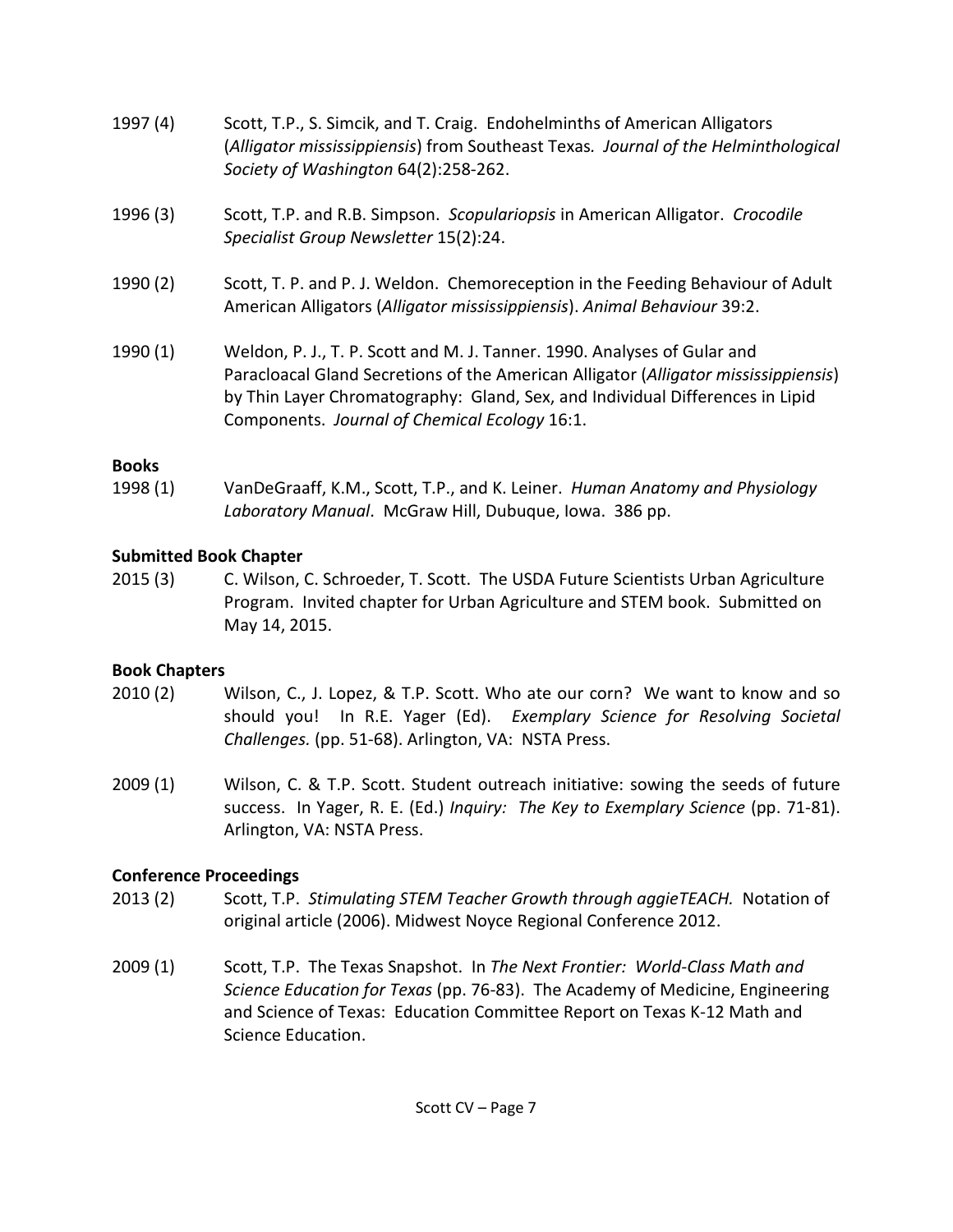1997 (4) Scott, T.P., S. Simcik, and T. Craig. Endohelminths of American Alligators (*Alligator mississippiensis*) from Southeast Texas. *Journal of the Helminthological Society of Washington* 64(2):258-262.

1996 (3) Scott, T.P. and R.B. Simpson. *Scopulariopsis* in American Alligator. *Crocodile Specialist Group Newsletter* 15(2):24.

1990 (2) Scott, T. P. and P. J. Weldon. Chemoreception in the Feeding Behaviour of Adult American Alligators (*Alligator mississippiensis*). *Animal Behaviour* 39:2.

1990 (1) Weldon, P. J., T. P. Scott and M. J. Tanner. 1990. Analyses of Gular and Paracloacal Gland Secretions of the American Alligator (*Alligator mississippiensis*) by Thin Layer Chromatography: Gland, Sex, and Individual Differences in Lipid Components. *Journal of Chemical Ecology* 16:1.

**Books**

1998 (1) VanDeGraaff, K.M., Scott, T.P., and K. Leiner. *Human Anatomy and Physiology Laboratory Manual*. McGraw Hill, Dubuque, Iowa. 386 pp.

**Submitted Book Chapter**

2015 (3) C. Wilson, C. Schroeder, T. Scott. The USDA Future Scientists Urban Agriculture Program. Invited chapter for Urban Agriculture and STEM book. Submitted on May 14, 2015.

**Book Chapters**

2010 (2) Wilson, C., J. Lopez, & T.P. Scott. Who ate our corn? We want to know and so should you! In R.E. Yager (Ed). *Exemplary Science for Resolving Societal Challenges.* (pp. 51-68). Arlington, VA: NSTA Press.

2009 (1) Wilson, C. & T.P. Scott. Student outreach initiative: sowing the seeds of future success. In Yager, R. E. (Ed.) *Inquiry: The Key to Exemplary Science* (pp. 71-81). Arlington, VA: NSTA Press.

**Conference Proceedings**

2013 (2) Scott, T.P. *Stimulating STEM Teacher Growth through aggieTEACH.* Notation of original article (2006). Midwest Noyce Regional Conference 2012.

2009 (1) Scott, T.P. The Texas Snapshot. In *The Next Frontier: World-Class Math and Science Education for Texas* (pp. 76-83). The Academy of Medicine, Engineering and Science of Texas: Education Committee Report on Texas K-12 Math and Science Education.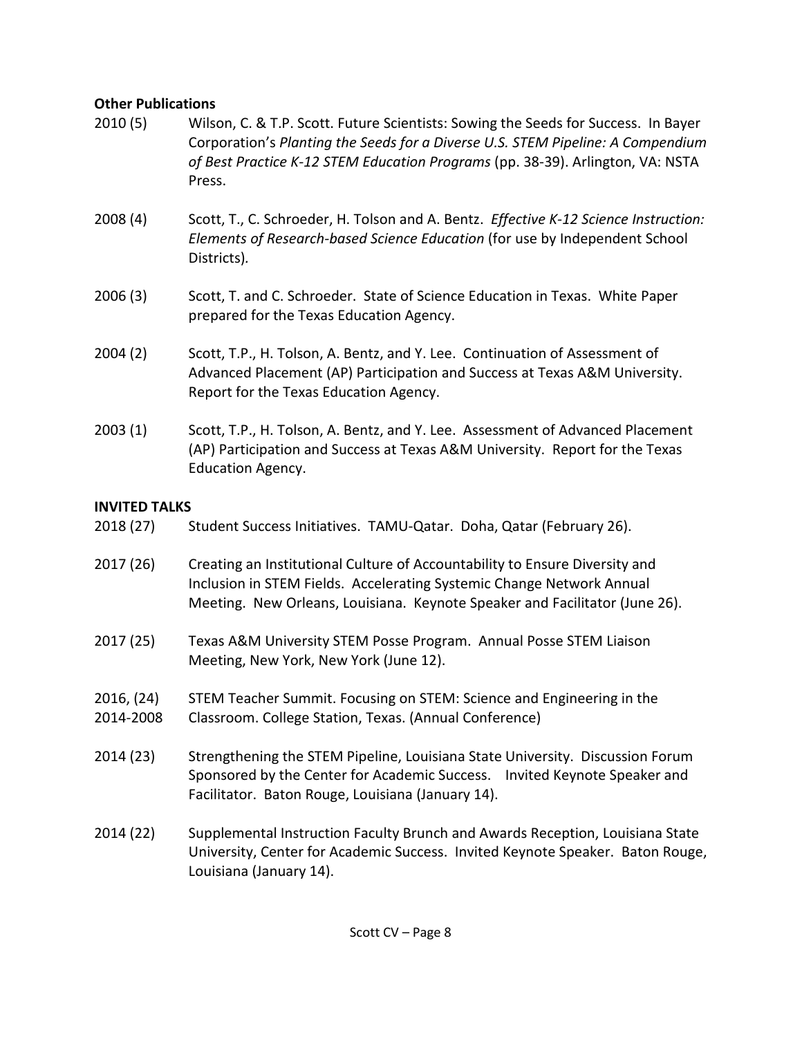**Other Publications**

2010 (5) Wilson, C. & T.P. Scott. Future Scientists: Sowing the Seeds for Success. In Bayer Corporation's *Planting the Seeds for a Diverse U.S. STEM Pipeline: A Compendium of Best Practice K-12 STEM Education Programs* (pp. 38-39). Arlington, VA: NSTA Press.

2008 (4) Scott, T., C. Schroeder, H. Tolson and A. Bentz. *Effective K-12 Science Instruction: Elements of Research-based Science Education* (for use by Independent School Districts).

2006 (3) Scott, T. and C. Schroeder. State of Science Education in Texas. White Paper prepared for the Texas Education Agency.

2004 (2) Scott, T.P., H. Tolson, A. Bentz, and Y. Lee. Continuation of Assessment of Advanced Placement (AP) Participation and Success at Texas A&M University. Report for the Texas Education Agency.

2003 (1) Scott, T.P., H. Tolson, A. Bentz, and Y. Lee. Assessment of Advanced Placement (AP) Participation and Success at Texas A&M University. Report for the Texas Education Agency.

**INVITED TALKS**

2018 (27) Student Success Initiatives. TAMU-Qatar. Doha, Qatar (February 26).

2017 (26) Creating an Institutional Culture of Accountability to Ensure Diversity and Inclusion in STEM Fields. Accelerating Systemic Change Network Annual Meeting. New Orleans, Louisiana. Keynote Speaker and Facilitator (June 26).

2017 (25) Texas A&M University STEM Posse Program. Annual Posse STEM Liaison Meeting, New York, New York (June 12).

2016, (24) 2014-2008 STEM Teacher Summit. Focusing on STEM: Science and Engineering in the Classroom. College Station, Texas. (Annual Conference)

2014 (23) Strengthening the STEM Pipeline, Louisiana State University. Discussion Forum Sponsored by the Center for Academic Success. Invited Keynote Speaker and Facilitator. Baton Rouge, Louisiana (January 14).

2014 (22) Supplemental Instruction Faculty Brunch and Awards Reception, Louisiana State University, Center for Academic Success. Invited Keynote Speaker. Baton Rouge, Louisiana (January 14).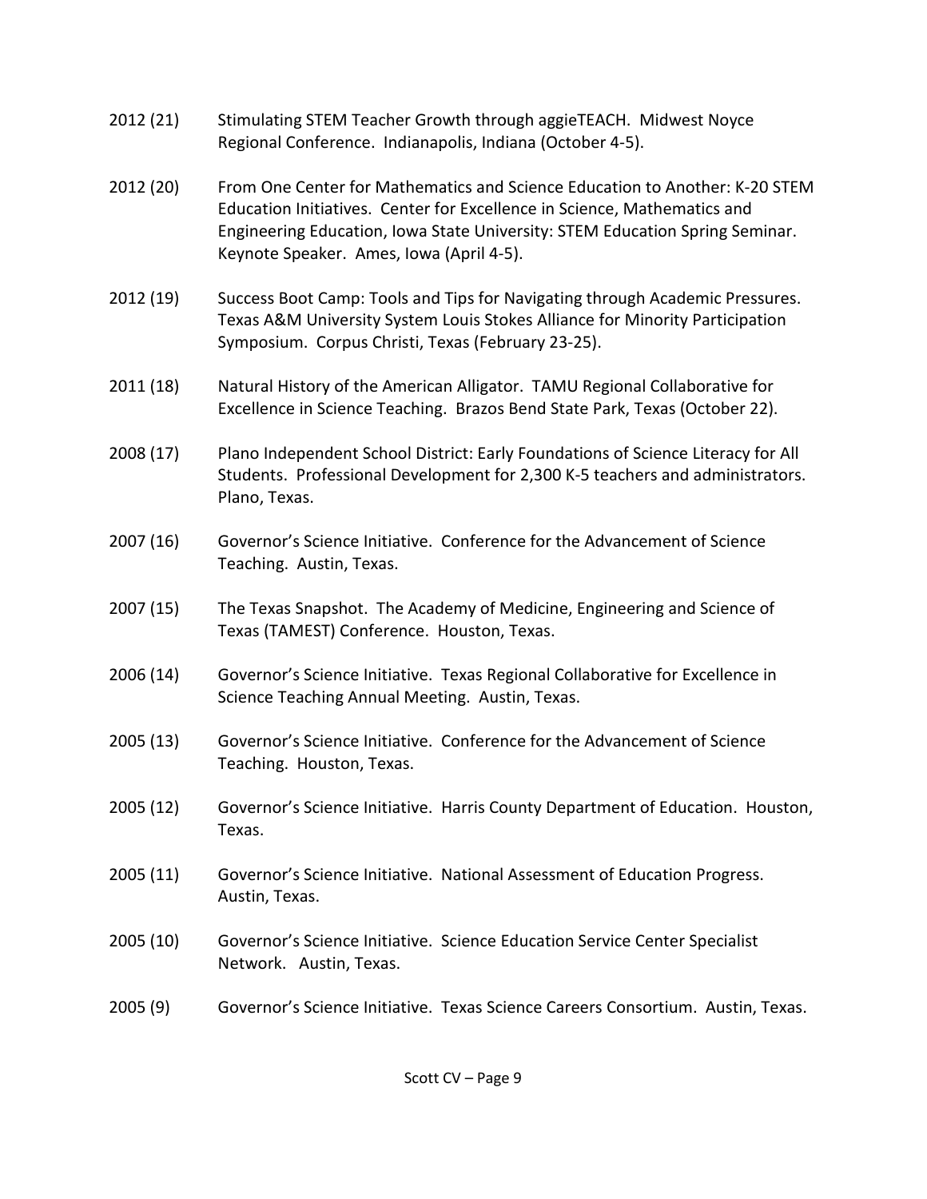2012 (21) Stimulating STEM Teacher Growth through aggieTEACH. Midwest Noyce Regional Conference. Indianapolis, Indiana (October 4-5).

2012 (20) From One Center for Mathematics and Science Education to Another: K-20 STEM Education Initiatives. Center for Excellence in Science, Mathematics and Engineering Education, Iowa State University: STEM Education Spring Seminar. Keynote Speaker. Ames, Iowa (April 4-5).

2012 (19) Success Boot Camp: Tools and Tips for Navigating through Academic Pressures. Texas A&M University System Louis Stokes Alliance for Minority Participation Symposium. Corpus Christi, Texas (February 23-25).

2011 (18) Natural History of the American Alligator. TAMU Regional Collaborative for Excellence in Science Teaching. Brazos Bend State Park, Texas (October 22).

2008 (17) Plano Independent School District: Early Foundations of Science Literacy for All Students. Professional Development for 2,300 K-5 teachers and administrators. Plano, Texas.

2007 (16) Governor's Science Initiative. Conference for the Advancement of Science Teaching. Austin, Texas.

2007 (15) The Texas Snapshot. The Academy of Medicine, Engineering and Science of Texas (TAMEST) Conference. Houston, Texas.

2006 (14) Governor's Science Initiative. Texas Regional Collaborative for Excellence in Science Teaching Annual Meeting. Austin, Texas.

2005 (13) Governor's Science Initiative. Conference for the Advancement of Science Teaching. Houston, Texas.

2005 (12) Governor's Science Initiative. Harris County Department of Education. Houston, Texas.

2005 (11) Governor's Science Initiative. National Assessment of Education Progress. Austin, Texas.

2005 (10) Governor's Science Initiative. Science Education Service Center Specialist Network. Austin, Texas.

2005 (9) Governor's Science Initiative. Texas Science Careers Consortium. Austin, Texas.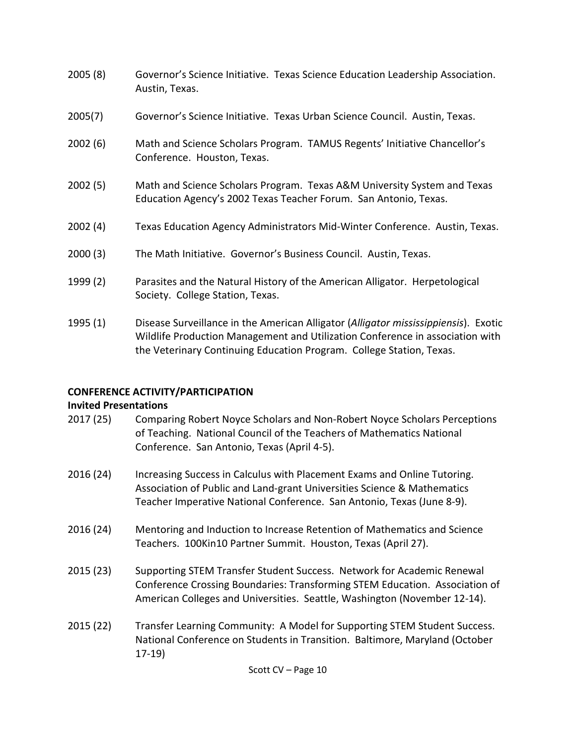2005 (8) Governor's Science Initiative. Texas Science Education Leadership Association. Austin, Texas.

2005(7) Governor's Science Initiative. Texas Urban Science Council. Austin, Texas.

2002 (6) Math and Science Scholars Program. TAMUS Regents' Initiative Chancellor's Conference. Houston, Texas.

2002 (5) Math and Science Scholars Program. Texas A&M University System and Texas Education Agency's 2002 Texas Teacher Forum. San Antonio, Texas.

2002 (4) Texas Education Agency Administrators Mid-Winter Conference. Austin, Texas.

2000 (3) The Math Initiative. Governor's Business Council. Austin, Texas.

1999 (2) Parasites and the Natural History of the American Alligator. Herpetological Society. College Station, Texas.

1995 (1) Disease Surveillance in the American Alligator (*Alligator mississippiensis*). Exotic Wildlife Production Management and Utilization Conference in association with the Veterinary Continuing Education Program. College Station, Texas.

## CONFERENCE ACTIVITY/PARTICIPATION

### Invited Presentations

2017 (25) Comparing Robert Noyce Scholars and Non-Robert Noyce Scholars Perceptions of Teaching. National Council of the Teachers of Mathematics National Conference. San Antonio, Texas (April 4-5).

2016 (24) Increasing Success in Calculus with Placement Exams and Online Tutoring. Association of Public and Land-grant Universities Science & Mathematics Teacher Imperative National Conference. San Antonio, Texas (June 8-9).

2016 (24) Mentoring and Induction to Increase Retention of Mathematics and Science Teachers. 100Kin10 Partner Summit. Houston, Texas (April 27).

2015 (23) Supporting STEM Transfer Student Success. Network for Academic Renewal Conference Crossing Boundaries: Transforming STEM Education. Association of American Colleges and Universities. Seattle, Washington (November 12-14).

2015 (22) Transfer Learning Community: A Model for Supporting STEM Student Success. National Conference on Students in Transition. Baltimore, Maryland (October 17-19)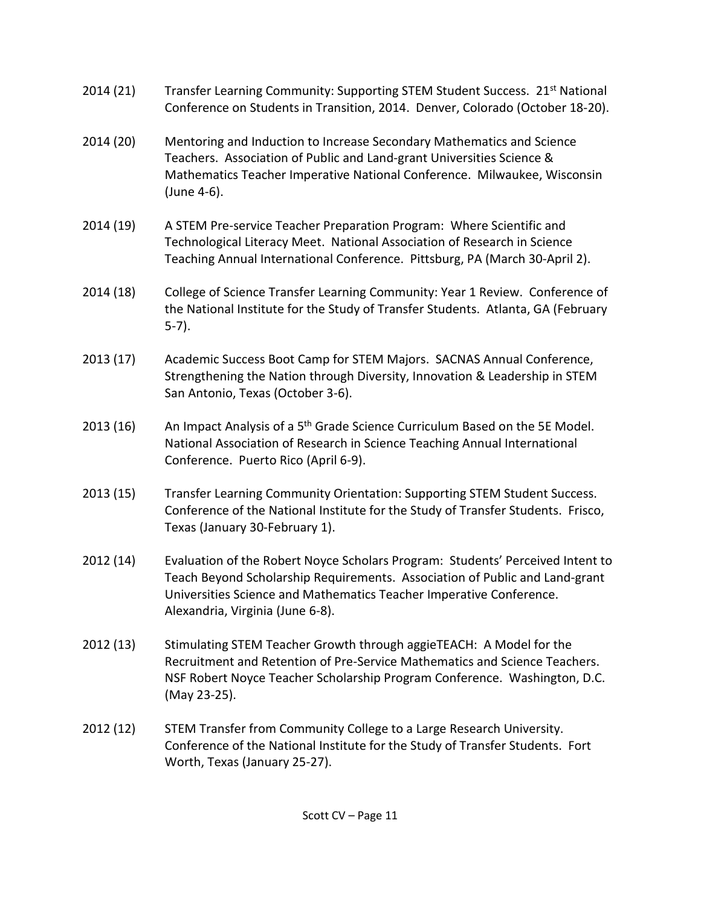2014 (21) Transfer Learning Community: Supporting STEM Student Success. 21st National Conference on Students in Transition, 2014. Denver, Colorado (October 18-20).

2014 (20) Mentoring and Induction to Increase Secondary Mathematics and Science Teachers. Association of Public and Land-grant Universities Science & Mathematics Teacher Imperative National Conference. Milwaukee, Wisconsin (June 4-6).

2014 (19) A STEM Pre-service Teacher Preparation Program: Where Scientific and Technological Literacy Meet. National Association of Research in Science Teaching Annual International Conference. Pittsburg, PA (March 30-April 2).

2014 (18) College of Science Transfer Learning Community: Year 1 Review. Conference of the National Institute for the Study of Transfer Students. Atlanta, GA (February 5-7).

2013 (17) Academic Success Boot Camp for STEM Majors. SACNAS Annual Conference, Strengthening the Nation through Diversity, Innovation & Leadership in STEM San Antonio, Texas (October 3-6).

2013 (16) An Impact Analysis of a 5th Grade Science Curriculum Based on the 5E Model. National Association of Research in Science Teaching Annual International Conference. Puerto Rico (April 6-9).

2013 (15) Transfer Learning Community Orientation: Supporting STEM Student Success. Conference of the National Institute for the Study of Transfer Students. Frisco, Texas (January 30-February 1).

2012 (14) Evaluation of the Robert Noyce Scholars Program: Students' Perceived Intent to Teach Beyond Scholarship Requirements. Association of Public and Land-grant Universities Science and Mathematics Teacher Imperative Conference. Alexandria, Virginia (June 6-8).

2012 (13) Stimulating STEM Teacher Growth through aggieTEACH: A Model for the Recruitment and Retention of Pre-Service Mathematics and Science Teachers. NSF Robert Noyce Teacher Scholarship Program Conference. Washington, D.C. (May 23-25).

2012 (12) STEM Transfer from Community College to a Large Research University. Conference of the National Institute for the Study of Transfer Students. Fort Worth, Texas (January 25-27).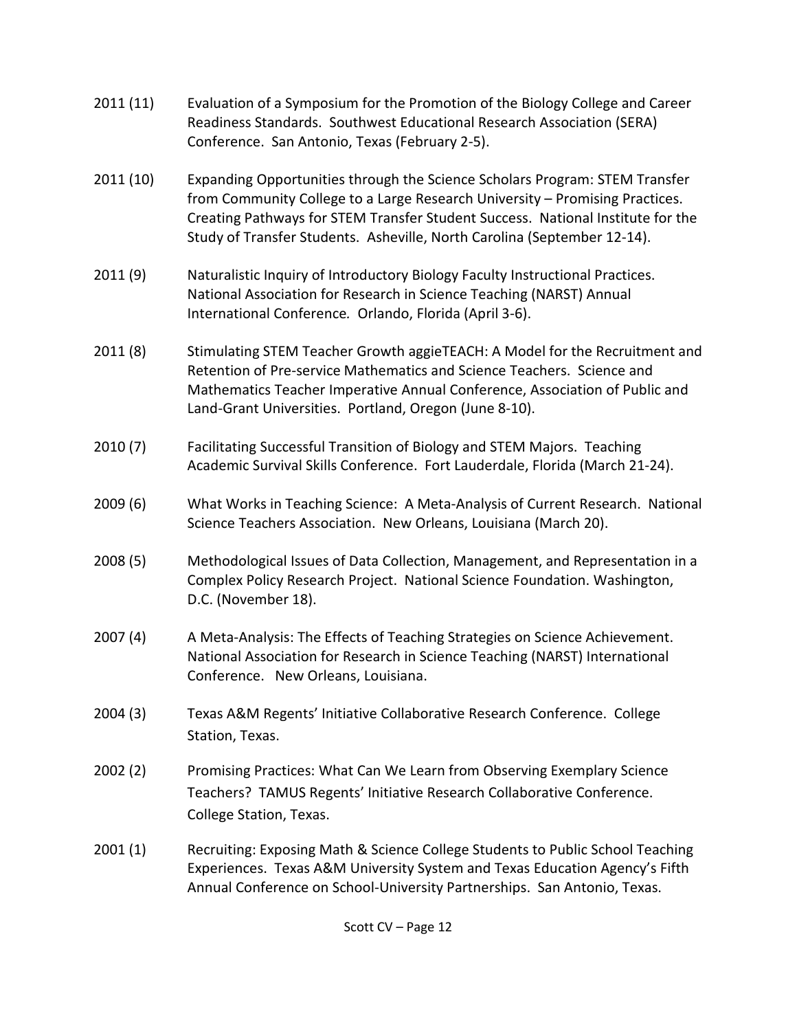2011 (11) Evaluation of a Symposium for the Promotion of the Biology College and Career Readiness Standards. Southwest Educational Research Association (SERA) Conference. San Antonio, Texas (February 2-5).

2011 (10) Expanding Opportunities through the Science Scholars Program: STEM Transfer from Community College to a Large Research University – Promising Practices. Creating Pathways for STEM Transfer Student Success. National Institute for the Study of Transfer Students. Asheville, North Carolina (September 12-14).

2011 (9) Naturalistic Inquiry of Introductory Biology Faculty Instructional Practices. National Association for Research in Science Teaching (NARST) Annual International Conference*.* Orlando, Florida (April 3-6).

2011 (8) Stimulating STEM Teacher Growth aggieTEACH: A Model for the Recruitment and Retention of Pre-service Mathematics and Science Teachers. Science and Mathematics Teacher Imperative Annual Conference, Association of Public and Land-Grant Universities. Portland, Oregon (June 8-10).

2010 (7) Facilitating Successful Transition of Biology and STEM Majors. Teaching Academic Survival Skills Conference. Fort Lauderdale, Florida (March 21-24).

2009 (6) What Works in Teaching Science: A Meta-Analysis of Current Research. National Science Teachers Association. New Orleans, Louisiana (March 20).

2008 (5) Methodological Issues of Data Collection, Management, and Representation in a Complex Policy Research Project. National Science Foundation. Washington, D.C. (November 18).

2007 (4) A Meta-Analysis: The Effects of Teaching Strategies on Science Achievement. National Association for Research in Science Teaching (NARST) International Conference. New Orleans, Louisiana.

2004 (3) Texas A&M Regents' Initiative Collaborative Research Conference. College Station, Texas.

2002 (2) Promising Practices: What Can We Learn from Observing Exemplary Science Teachers? TAMUS Regents' Initiative Research Collaborative Conference. College Station, Texas.

2001 (1) Recruiting: Exposing Math & Science College Students to Public School Teaching Experiences. Texas A&M University System and Texas Education Agency's Fifth Annual Conference on School-University Partnerships. San Antonio, Texas.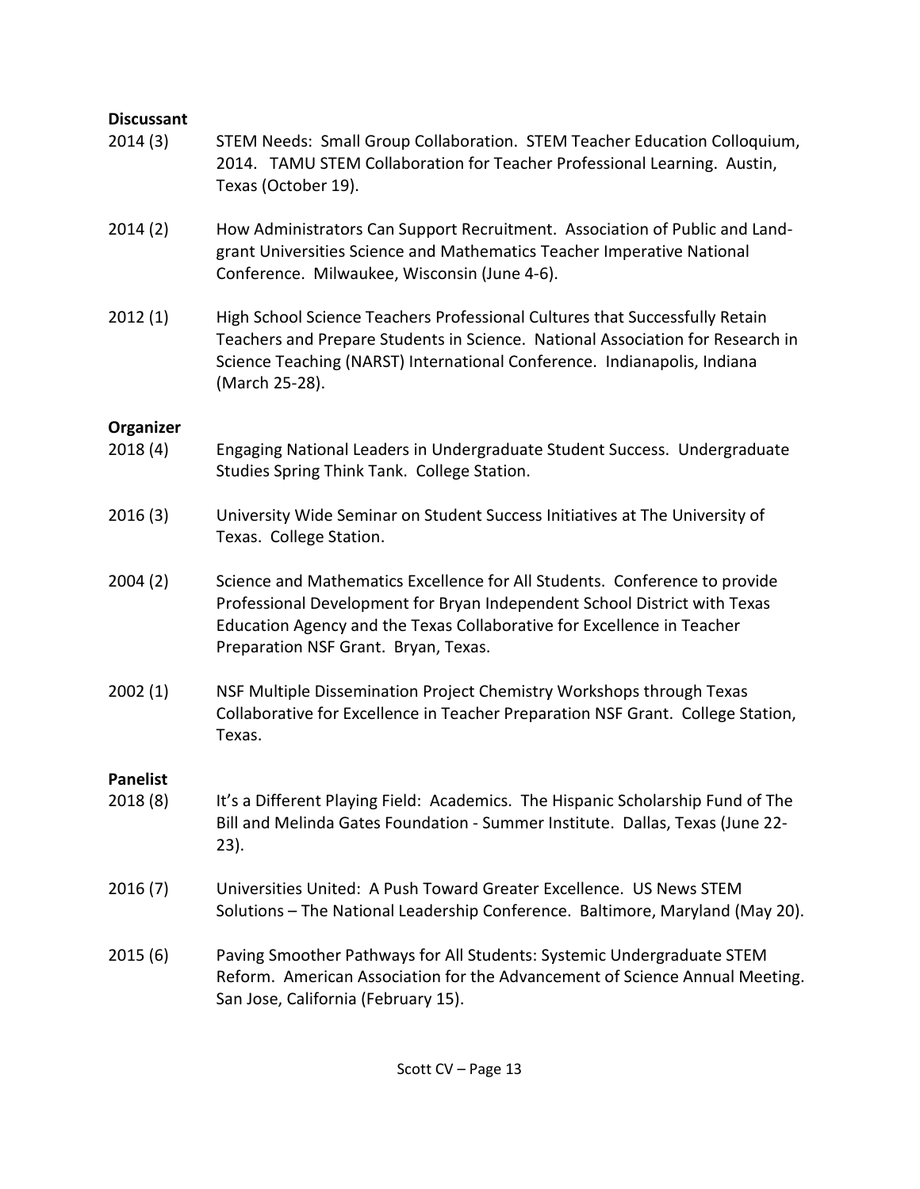**Discussant**

2014 (3) STEM Needs: Small Group Collaboration. STEM Teacher Education Colloquium, 2014. TAMU STEM Collaboration for Teacher Professional Learning. Austin, Texas (October 19).

2014 (2) How Administrators Can Support Recruitment. Association of Public and Land-grant Universities Science and Mathematics Teacher Imperative National Conference. Milwaukee, Wisconsin (June 4-6).

2012 (1) High School Science Teachers Professional Cultures that Successfully Retain Teachers and Prepare Students in Science. National Association for Research in Science Teaching (NARST) International Conference. Indianapolis, Indiana (March 25-28).

**Organizer**

2018 (4) Engaging National Leaders in Undergraduate Student Success. Undergraduate Studies Spring Think Tank. College Station.

2016 (3) University Wide Seminar on Student Success Initiatives at The University of Texas. College Station.

2004 (2) Science and Mathematics Excellence for All Students. Conference to provide Professional Development for Bryan Independent School District with Texas Education Agency and the Texas Collaborative for Excellence in Teacher Preparation NSF Grant. Bryan, Texas.

2002 (1) NSF Multiple Dissemination Project Chemistry Workshops through Texas Collaborative for Excellence in Teacher Preparation NSF Grant. College Station, Texas.

**Panelist**

2018 (8) It's a Different Playing Field: Academics. The Hispanic Scholarship Fund of The Bill and Melinda Gates Foundation - Summer Institute. Dallas, Texas (June 22-23).

2016 (7) Universities United: A Push Toward Greater Excellence. US News STEM Solutions – The National Leadership Conference. Baltimore, Maryland (May 20).

2015 (6) Paving Smoother Pathways for All Students: Systemic Undergraduate STEM Reform. American Association for the Advancement of Science Annual Meeting. San Jose, California (February 15).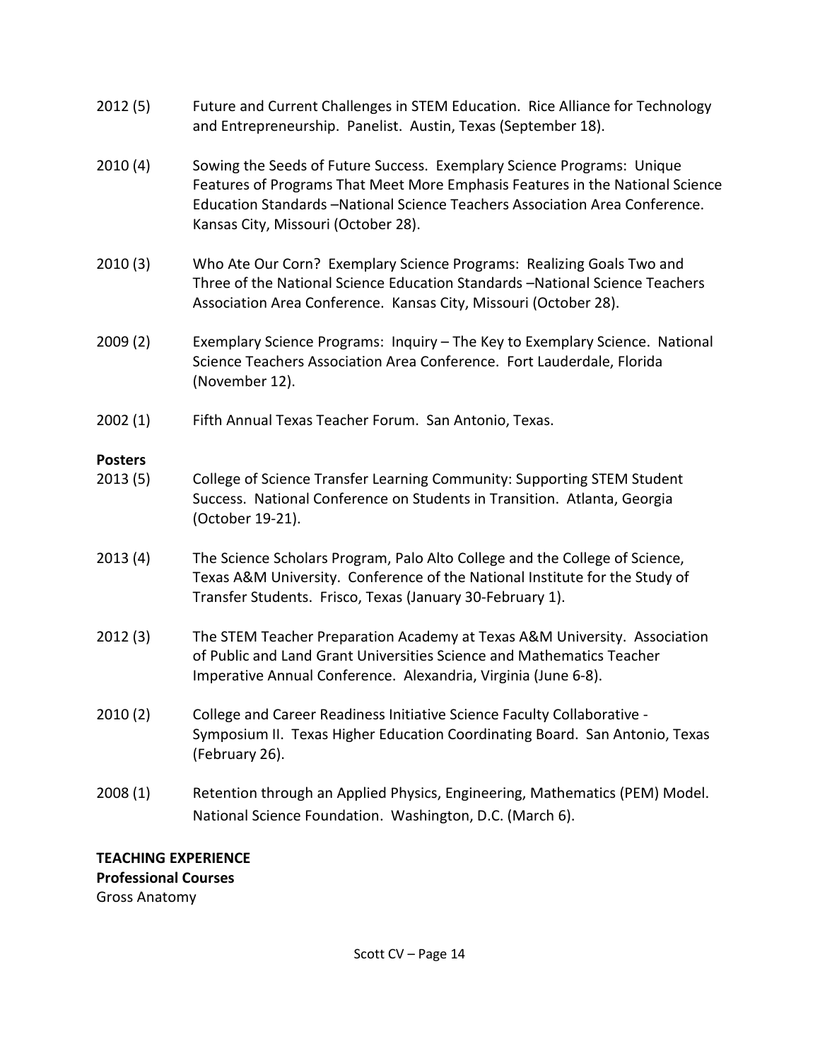2012 (5) Future and Current Challenges in STEM Education. Rice Alliance for Technology and Entrepreneurship. Panelist. Austin, Texas (September 18).

2010 (4) Sowing the Seeds of Future Success. Exemplary Science Programs: Unique Features of Programs That Meet More Emphasis Features in the National Science Education Standards –National Science Teachers Association Area Conference. Kansas City, Missouri (October 28).

2010 (3) Who Ate Our Corn? Exemplary Science Programs: Realizing Goals Two and Three of the National Science Education Standards –National Science Teachers Association Area Conference. Kansas City, Missouri (October 28).

2009 (2) Exemplary Science Programs: Inquiry – The Key to Exemplary Science. National Science Teachers Association Area Conference. Fort Lauderdale, Florida (November 12).

2002 (1) Fifth Annual Texas Teacher Forum. San Antonio, Texas.

**Posters**

2013 (5) College of Science Transfer Learning Community: Supporting STEM Student Success. National Conference on Students in Transition. Atlanta, Georgia (October 19-21).

2013 (4) The Science Scholars Program, Palo Alto College and the College of Science, Texas A&M University. Conference of the National Institute for the Study of Transfer Students. Frisco, Texas (January 30-February 1).

2012 (3) The STEM Teacher Preparation Academy at Texas A&M University. Association of Public and Land Grant Universities Science and Mathematics Teacher Imperative Annual Conference. Alexandria, Virginia (June 6-8).

2010 (2) College and Career Readiness Initiative Science Faculty Collaborative - Symposium II. Texas Higher Education Coordinating Board. San Antonio, Texas (February 26).

2008 (1) Retention through an Applied Physics, Engineering, Mathematics (PEM) Model. National Science Foundation. Washington, D.C. (March 6).

**TEACHING EXPERIENCE**

**Professional Courses**

Gross Anatomy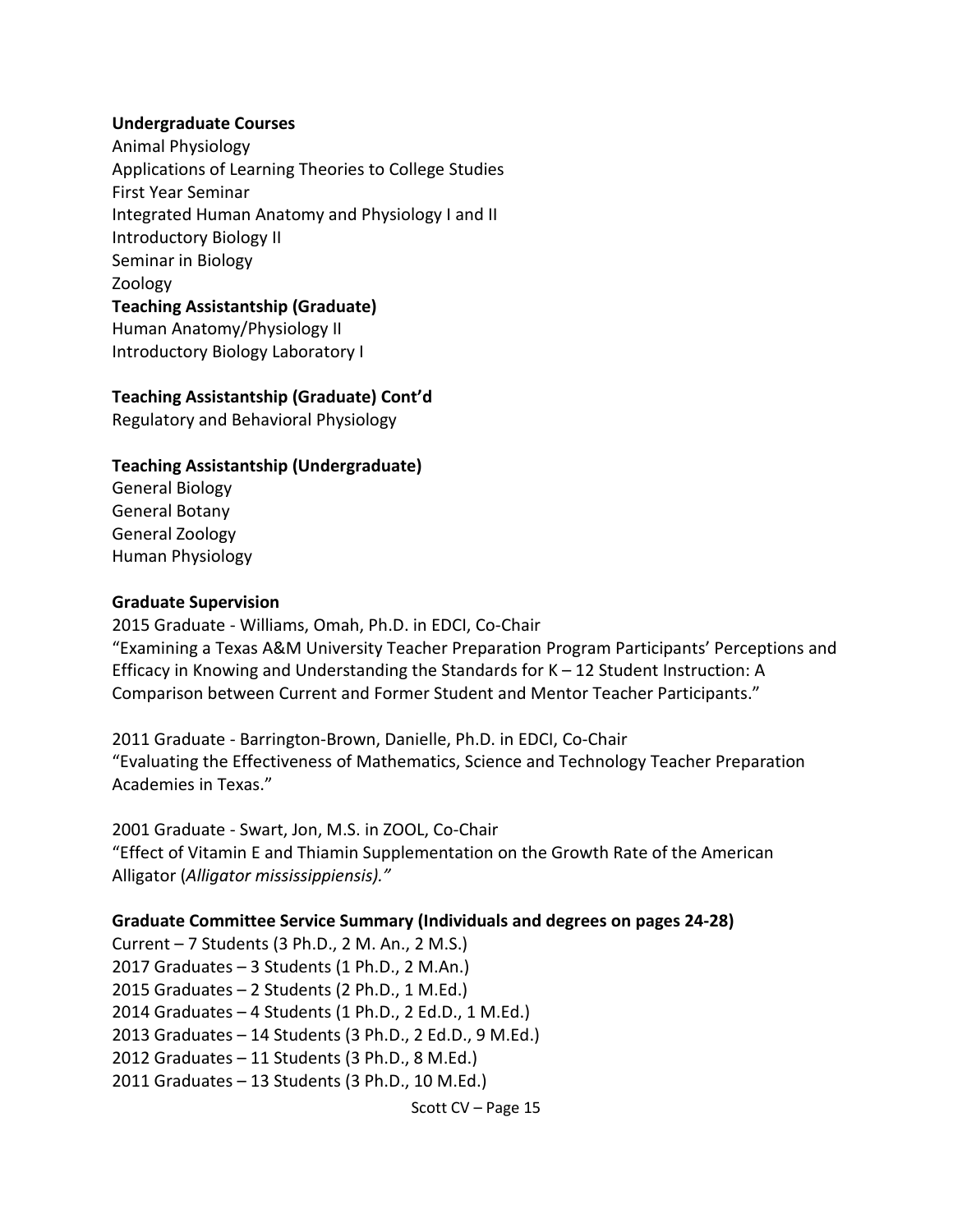**Undergraduate Courses**

Animal Physiology
Applications of Learning Theories to College Studies
First Year Seminar
Integrated Human Anatomy and Physiology I and II
Introductory Biology II
Seminar in Biology
Zoology

**Teaching Assistantship (Graduate)**

Human Anatomy/Physiology II
Introductory Biology Laboratory I

**Teaching Assistantship (Graduate) Cont'd**

Regulatory and Behavioral Physiology

**Teaching Assistantship (Undergraduate)**

General Biology
General Botany
General Zoology
Human Physiology

**Graduate Supervision**

2015 Graduate - Williams, Omah, Ph.D. in EDCI, Co-Chair
"Examining a Texas A&M University Teacher Preparation Program Participants' Perceptions and Efficacy in Knowing and Understanding the Standards for K – 12 Student Instruction: A Comparison between Current and Former Student and Mentor Teacher Participants."

2011 Graduate - Barrington-Brown, Danielle, Ph.D. in EDCI, Co-Chair
"Evaluating the Effectiveness of Mathematics, Science and Technology Teacher Preparation Academies in Texas."

2001 Graduate - Swart, Jon, M.S. in ZOOL, Co-Chair
"Effect of Vitamin E and Thiamin Supplementation on the Growth Rate of the American Alligator (*Alligator mississippiensis).*"

**Graduate Committee Service Summary (Individuals and degrees on pages 24-28)**

Current – 7 Students (3 Ph.D., 2 M. An., 2 M.S.)
2017 Graduates – 3 Students (1 Ph.D., 2 M.An.)
2015 Graduates – 2 Students (2 Ph.D., 1 M.Ed.)
2014 Graduates – 4 Students (1 Ph.D., 2 Ed.D., 1 M.Ed.)
2013 Graduates – 14 Students (3 Ph.D., 2 Ed.D., 9 M.Ed.)
2012 Graduates – 11 Students (3 Ph.D., 8 M.Ed.)
2011 Graduates – 13 Students (3 Ph.D., 10 M.Ed.)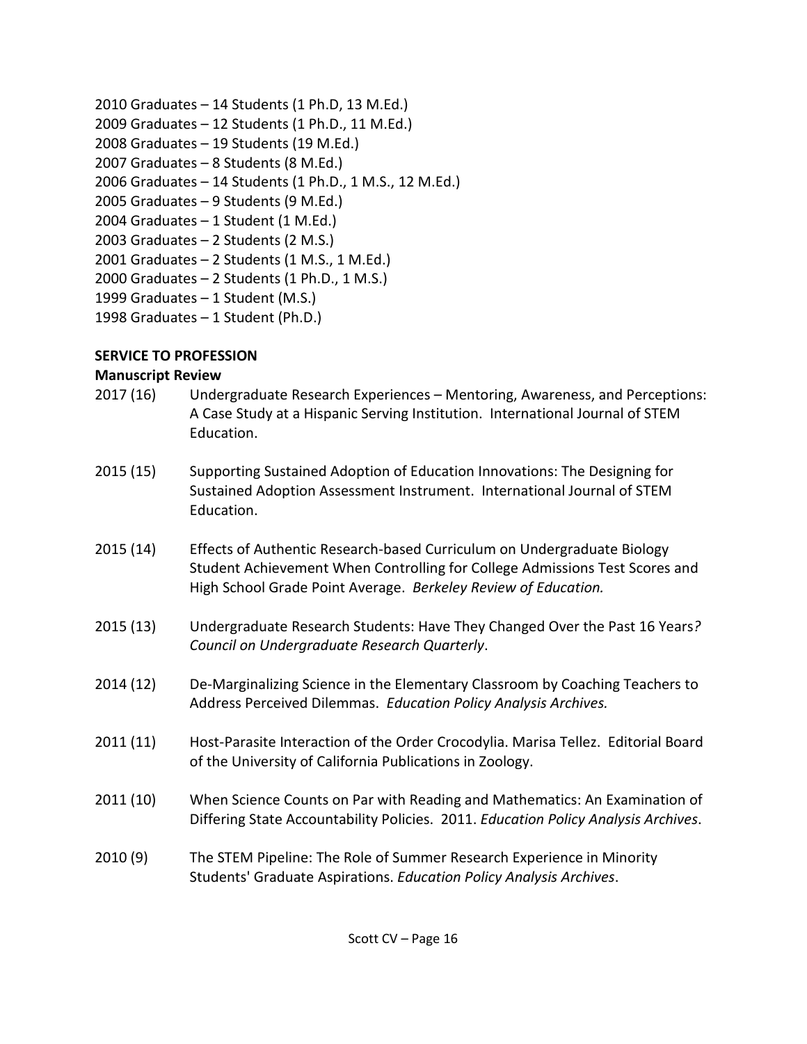2010 Graduates – 14 Students (1 Ph.D, 13 M.Ed.)
2009 Graduates – 12 Students (1 Ph.D., 11 M.Ed.)
2008 Graduates – 19 Students (19 M.Ed.)
2007 Graduates – 8 Students (8 M.Ed.)
2006 Graduates – 14 Students (1 Ph.D., 1 M.S., 12 M.Ed.)
2005 Graduates – 9 Students (9 M.Ed.)
2004 Graduates – 1 Student (1 M.Ed.)
2003 Graduates – 2 Students (2 M.S.)
2001 Graduates – 2 Students (1 M.S., 1 M.Ed.)
2000 Graduates – 2 Students (1 Ph.D., 1 M.S.)
1999 Graduates – 1 Student (M.S.)
1998 Graduates – 1 Student (Ph.D.)

**SERVICE TO PROFESSION**

**Manuscript Review**

2017 (16) Undergraduate Research Experiences – Mentoring, Awareness, and Perceptions: A Case Study at a Hispanic Serving Institution. International Journal of STEM Education.

2015 (15) Supporting Sustained Adoption of Education Innovations: The Designing for Sustained Adoption Assessment Instrument. International Journal of STEM Education.

2015 (14) Effects of Authentic Research-based Curriculum on Undergraduate Biology Student Achievement When Controlling for College Admissions Test Scores and High School Grade Point Average. *Berkeley Review of Education.*

2015 (13) Undergraduate Research Students: Have They Changed Over the Past 16 Years*? Council on Undergraduate Research Quarterly*.

2014 (12) De-Marginalizing Science in the Elementary Classroom by Coaching Teachers to Address Perceived Dilemmas. *Education Policy Analysis Archives.*

2011 (11) Host-Parasite Interaction of the Order Crocodylia. Marisa Tellez. Editorial Board of the University of California Publications in Zoology.

2011 (10) When Science Counts on Par with Reading and Mathematics: An Examination of Differing State Accountability Policies. 2011. *Education Policy Analysis Archives*.

2010 (9) The STEM Pipeline: The Role of Summer Research Experience in Minority Students' Graduate Aspirations. *Education Policy Analysis Archives*.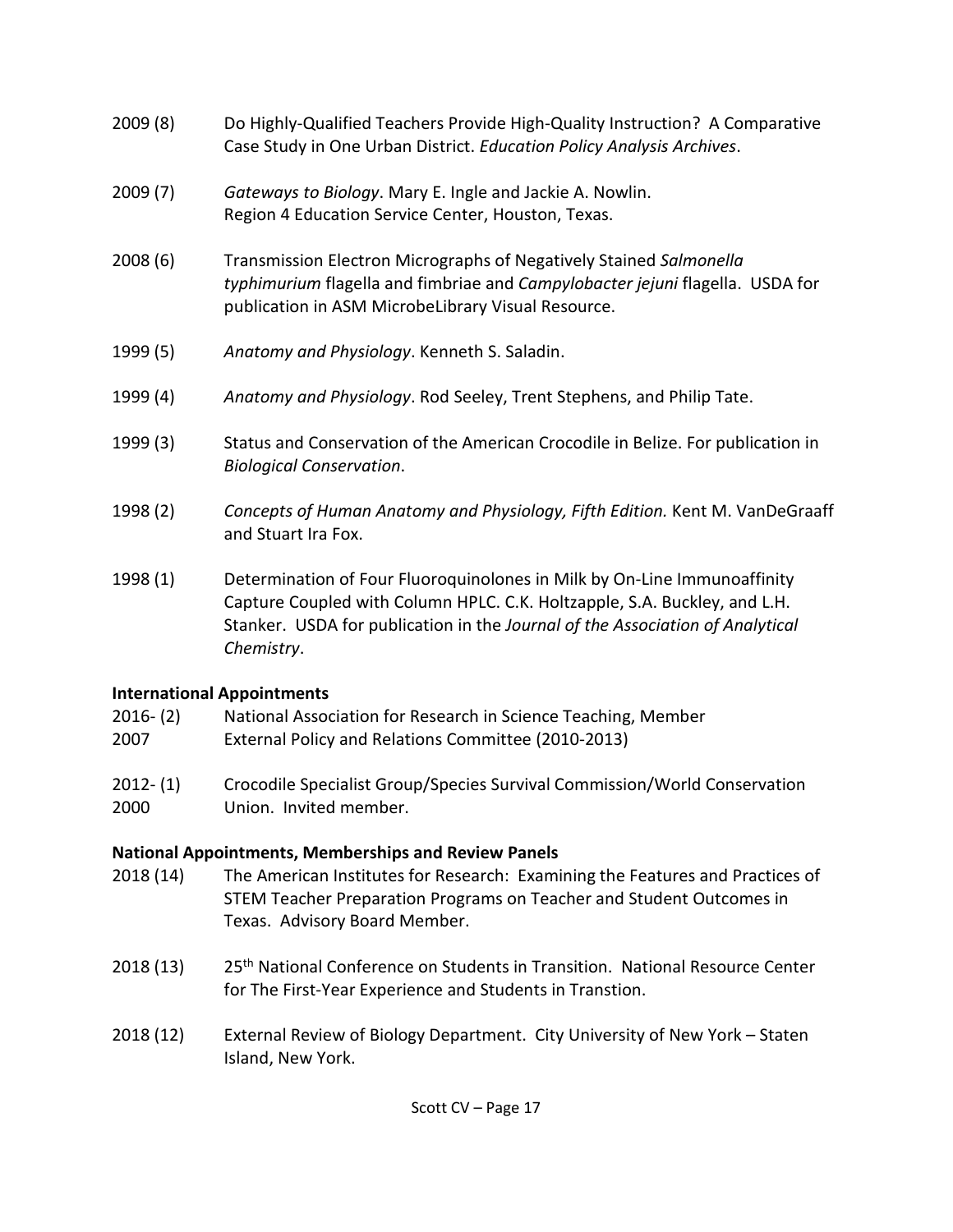2009 (8) Do Highly-Qualified Teachers Provide High-Quality Instruction? A Comparative Case Study in One Urban District. *Education Policy Analysis Archives*.

2009 (7) *Gateways to Biology*. Mary E. Ingle and Jackie A. Nowlin. Region 4 Education Service Center, Houston, Texas.

2008 (6) Transmission Electron Micrographs of Negatively Stained *Salmonella typhimurium* flagella and fimbriae and *Campylobacter jejuni* flagella. USDA for publication in ASM MicrobeLibrary Visual Resource.

1999 (5) *Anatomy and Physiology*. Kenneth S. Saladin.

1999 (4) *Anatomy and Physiology*. Rod Seeley, Trent Stephens, and Philip Tate.

1999 (3) Status and Conservation of the American Crocodile in Belize. For publication in *Biological Conservation*.

1998 (2) *Concepts of Human Anatomy and Physiology, Fifth Edition.* Kent M. VanDeGraaff and Stuart Ira Fox.

1998 (1) Determination of Four Fluoroquinolones in Milk by On-Line Immunoaffinity Capture Coupled with Column HPLC. C.K. Holtzapple, S.A. Buckley, and L.H. Stanker. USDA for publication in the *Journal of the Association of Analytical Chemistry*.

**International Appointments**

2016-2007 (2) National Association for Research in Science Teaching, Member
External Policy and Relations Committee (2010-2013)

2012-2000 (1) Crocodile Specialist Group/Species Survival Commission/World Conservation Union. Invited member.

**National Appointments, Memberships and Review Panels**

2018 (14) The American Institutes for Research: Examining the Features and Practices of STEM Teacher Preparation Programs on Teacher and Student Outcomes in Texas. Advisory Board Member.

2018 (13) 25th National Conference on Students in Transition. National Resource Center for The First-Year Experience and Students in Transtion.

2018 (12) External Review of Biology Department. City University of New York – Staten Island, New York.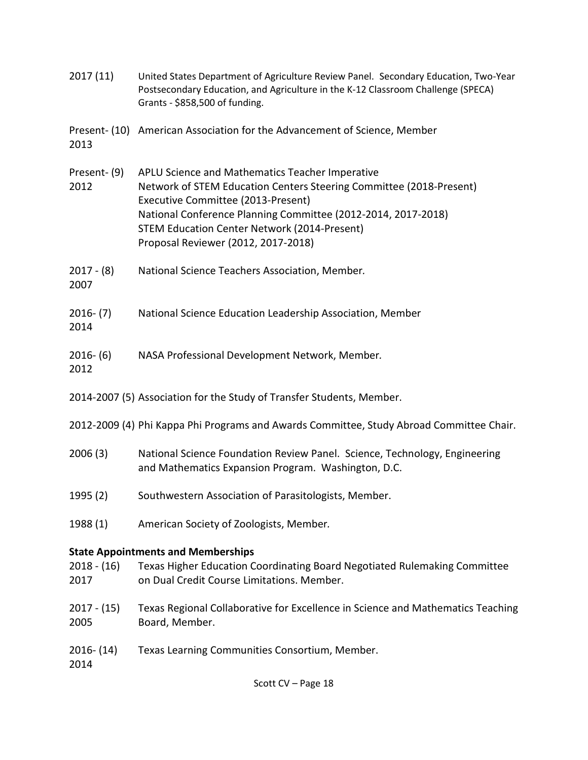2017 (11) United States Department of Agriculture Review Panel. Secondary Education, Two-Year Postsecondary Education, and Agriculture in the K-12 Classroom Challenge (SPECA) Grants - $858,500 of funding.

Present-2013 (10) American Association for the Advancement of Science, Member

Present-2012 (9) APLU Science and Mathematics Teacher Imperative
Network of STEM Education Centers Steering Committee (2018-Present)
Executive Committee (2013-Present)
National Conference Planning Committee (2012-2014, 2017-2018)
STEM Education Center Network (2014-Present)
Proposal Reviewer (2012, 2017-2018)

2017 - 2007 (8) National Science Teachers Association, Member.

2016- 2014 (7) National Science Education Leadership Association, Member

2016- 2012 (6) NASA Professional Development Network, Member.

2014-2007 (5) Association for the Study of Transfer Students, Member.

2012-2009 (4) Phi Kappa Phi Programs and Awards Committee, Study Abroad Committee Chair.

2006 (3) National Science Foundation Review Panel. Science, Technology, Engineering and Mathematics Expansion Program. Washington, D.C.

1995 (2) Southwestern Association of Parasitologists, Member.

1988 (1) American Society of Zoologists, Member.

**State Appointments and Memberships**

2018 - 2017 (16) Texas Higher Education Coordinating Board Negotiated Rulemaking Committee on Dual Credit Course Limitations. Member.

2017 - 2005 (15) Texas Regional Collaborative for Excellence in Science and Mathematics Teaching Board, Member.

2016- 2014 (14) Texas Learning Communities Consortium, Member.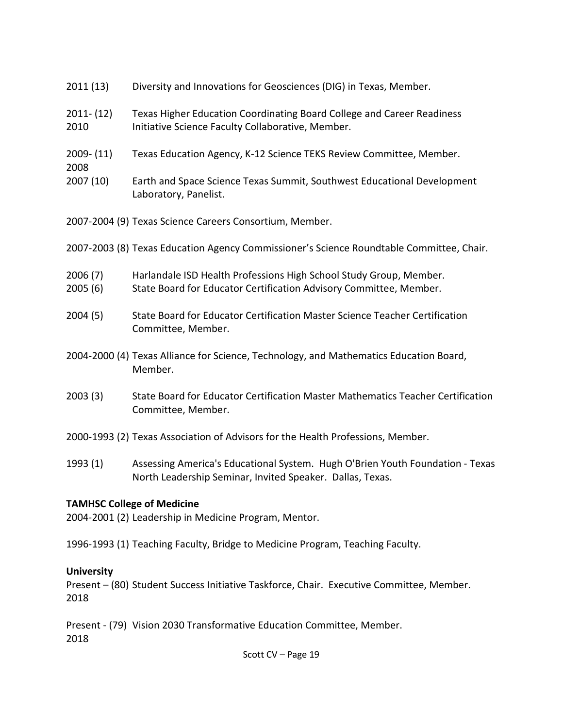2011 (13) Diversity and Innovations for Geosciences (DIG) in Texas, Member.

2011-2010 (12) Texas Higher Education Coordinating Board College and Career Readiness Initiative Science Faculty Collaborative, Member.

2009-2008 (11) Texas Education Agency, K-12 Science TEKS Review Committee, Member.

2007 (10) Earth and Space Science Texas Summit, Southwest Educational Development Laboratory, Panelist.

2007-2004 (9) Texas Science Careers Consortium, Member.

2007-2003 (8) Texas Education Agency Commissioner's Science Roundtable Committee, Chair.

2006 (7) Harlandale ISD Health Professions High School Study Group, Member.

2005 (6) State Board for Educator Certification Advisory Committee, Member.

2004 (5) State Board for Educator Certification Master Science Teacher Certification Committee, Member.

2004-2000 (4) Texas Alliance for Science, Technology, and Mathematics Education Board, Member.

2003 (3) State Board for Educator Certification Master Mathematics Teacher Certification Committee, Member.

2000-1993 (2) Texas Association of Advisors for the Health Professions, Member.

1993 (1) Assessing America's Educational System. Hugh O'Brien Youth Foundation - Texas North Leadership Seminar, Invited Speaker. Dallas, Texas.

**TAMHSC College of Medicine**

2004-2001 (2) Leadership in Medicine Program, Mentor.

1996-1993 (1) Teaching Faculty, Bridge to Medicine Program, Teaching Faculty.

**University**

Present – 2018 (80) Student Success Initiative Taskforce, Chair. Executive Committee, Member.

Present - 2018 (79) Vision 2030 Transformative Education Committee, Member.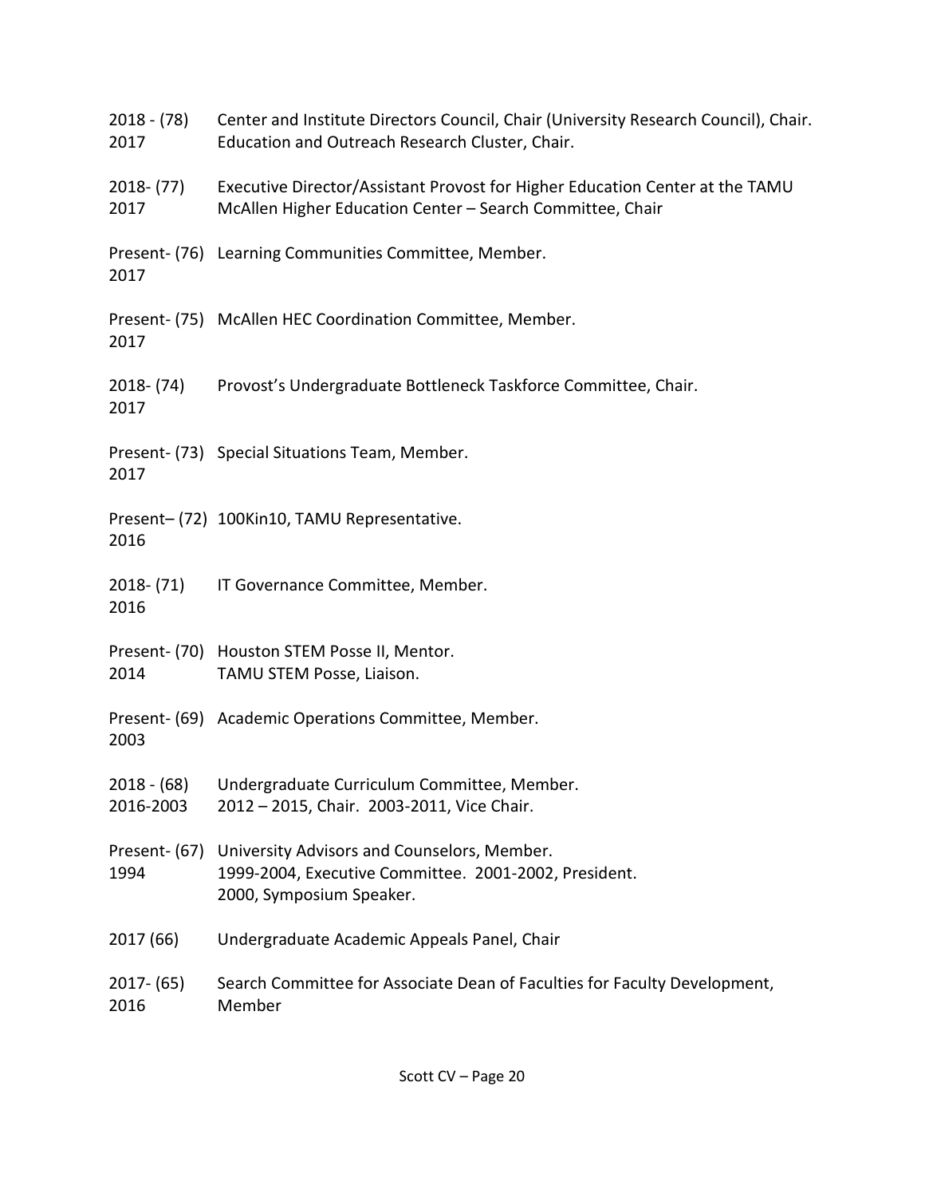2018 - (78) Center and Institute Directors Council, Chair (University Research Council), Chair.
2017 Education and Outreach Research Cluster, Chair.

2018- (77) Executive Director/Assistant Provost for Higher Education Center at the TAMU
2017 McAllen Higher Education Center – Search Committee, Chair

Present- (76) Learning Communities Committee, Member.
2017

Present- (75) McAllen HEC Coordination Committee, Member.
2017

2018- (74) Provost's Undergraduate Bottleneck Taskforce Committee, Chair.
2017

Present- (73) Special Situations Team, Member.
2017

Present– (72) 100Kin10, TAMU Representative.
2016

2018- (71) IT Governance Committee, Member.
2016

Present- (70) Houston STEM Posse II, Mentor.
2014 TAMU STEM Posse, Liaison.

Present- (69) Academic Operations Committee, Member.
2003

2018 - (68) Undergraduate Curriculum Committee, Member.
2016-2003 2012 – 2015, Chair. 2003-2011, Vice Chair.

Present- (67) University Advisors and Counselors, Member.
1994 1999-2004, Executive Committee. 2001-2002, President.
2000, Symposium Speaker.

2017 (66) Undergraduate Academic Appeals Panel, Chair

2017- (65) Search Committee for Associate Dean of Faculties for Faculty Development,
2016 Member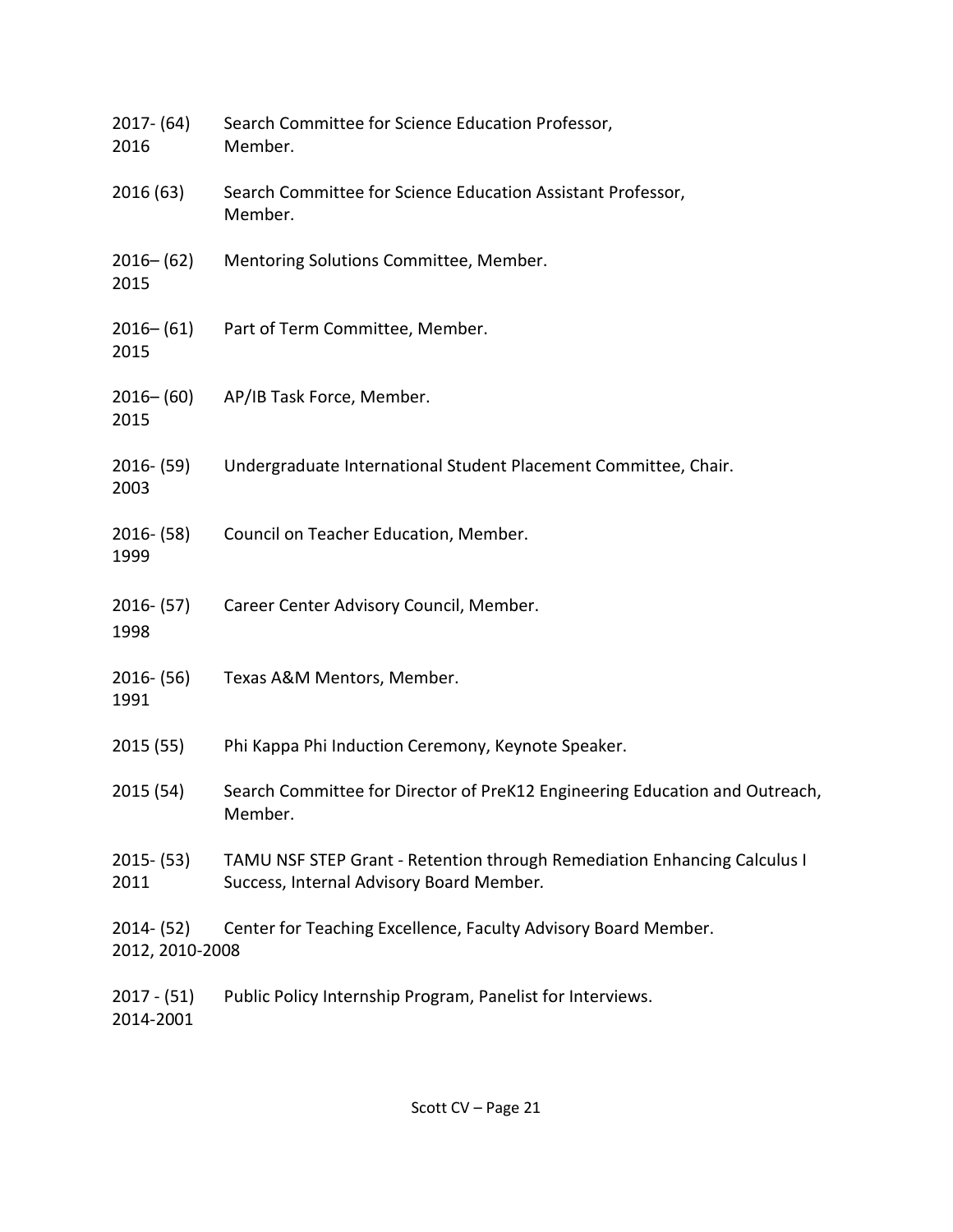2017- (64) Search Committee for Science Education Professor,
2016 Member.

2016 (63) Search Committee for Science Education Assistant Professor,
Member.

2016– (62) Mentoring Solutions Committee, Member.
2015

2016– (61) Part of Term Committee, Member.
2015

2016– (60) AP/IB Task Force, Member.
2015

2016- (59) Undergraduate International Student Placement Committee, Chair.
2003

2016- (58) Council on Teacher Education, Member.
1999

2016- (57) Career Center Advisory Council, Member.
1998

2016- (56) Texas A&M Mentors, Member.
1991

2015 (55) Phi Kappa Phi Induction Ceremony, Keynote Speaker.

2015 (54) Search Committee for Director of PreK12 Engineering Education and Outreach, Member.

2015- (53) TAMU NSF STEP Grant - Retention through Remediation Enhancing Calculus I
2011 Success, Internal Advisory Board Member.

2014- (52) Center for Teaching Excellence, Faculty Advisory Board Member.
2012, 2010-2008

2017 - (51) Public Policy Internship Program, Panelist for Interviews.
2014-2001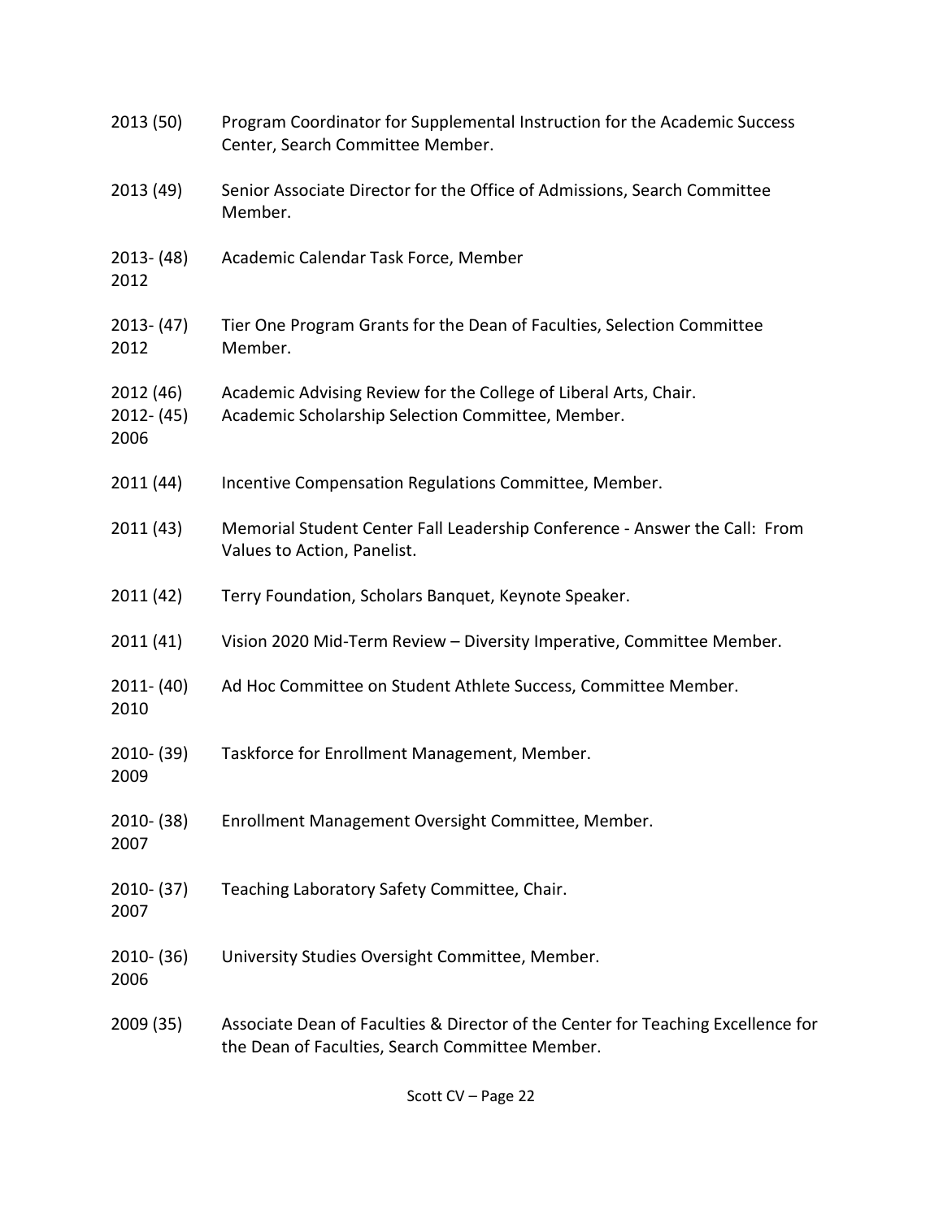2013 (50) Program Coordinator for Supplemental Instruction for the Academic Success Center, Search Committee Member.

2013 (49) Senior Associate Director for the Office of Admissions, Search Committee Member.

2013-2012 (48) Academic Calendar Task Force, Member

2013-2012 (47) Tier One Program Grants for the Dean of Faculties, Selection Committee Member.

2012 (46) Academic Advising Review for the College of Liberal Arts, Chair.

2012-2006 (45) Academic Scholarship Selection Committee, Member.

2011 (44) Incentive Compensation Regulations Committee, Member.

2011 (43) Memorial Student Center Fall Leadership Conference - Answer the Call: From Values to Action, Panelist.

2011 (42) Terry Foundation, Scholars Banquet, Keynote Speaker.

2011 (41) Vision 2020 Mid-Term Review – Diversity Imperative, Committee Member.

2011-2010 (40) Ad Hoc Committee on Student Athlete Success, Committee Member.

2010-2009 (39) Taskforce for Enrollment Management, Member.

2010-2007 (38) Enrollment Management Oversight Committee, Member.

2010-2007 (37) Teaching Laboratory Safety Committee, Chair.

2010-2006 (36) University Studies Oversight Committee, Member.

2009 (35) Associate Dean of Faculties & Director of the Center for Teaching Excellence for the Dean of Faculties, Search Committee Member.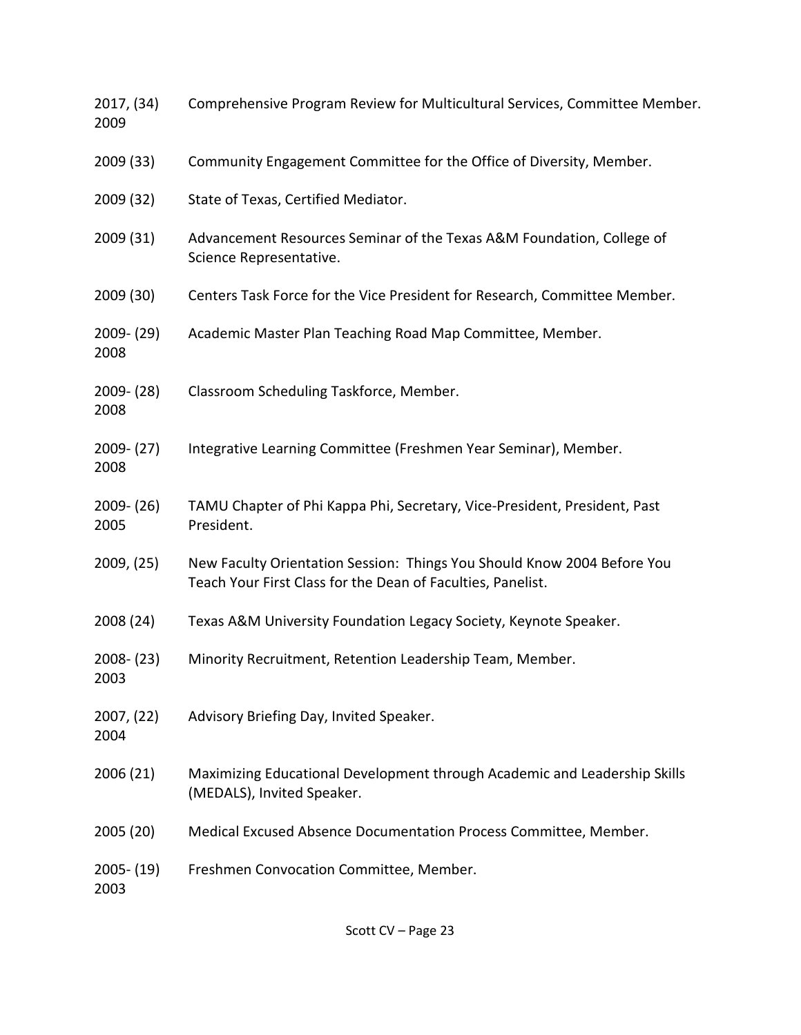2017, 2009 (34) Comprehensive Program Review for Multicultural Services, Committee Member.

2009 (33) Community Engagement Committee for the Office of Diversity, Member.

2009 (32) State of Texas, Certified Mediator.

2009 (31) Advancement Resources Seminar of the Texas A&M Foundation, College of Science Representative.

2009 (30) Centers Task Force for the Vice President for Research, Committee Member.

2009-2008 (29) Academic Master Plan Teaching Road Map Committee, Member.

2009-2008 (28) Classroom Scheduling Taskforce, Member.

2009-2008 (27) Integrative Learning Committee (Freshmen Year Seminar), Member.

2009-2005 (26) TAMU Chapter of Phi Kappa Phi, Secretary, Vice-President, President, Past President.

2009, 2004 (25) New Faculty Orientation Session: Things You Should Know Before You Teach Your First Class for the Dean of Faculties, Panelist.

2008 (24) Texas A&M University Foundation Legacy Society, Keynote Speaker.

2008-2003 (23) Minority Recruitment, Retention Leadership Team, Member.

2007, 2004 (22) Advisory Briefing Day, Invited Speaker.

2006 (21) Maximizing Educational Development through Academic and Leadership Skills (MEDALS), Invited Speaker.

2005 (20) Medical Excused Absence Documentation Process Committee, Member.

2005-2003 (19) Freshmen Convocation Committee, Member.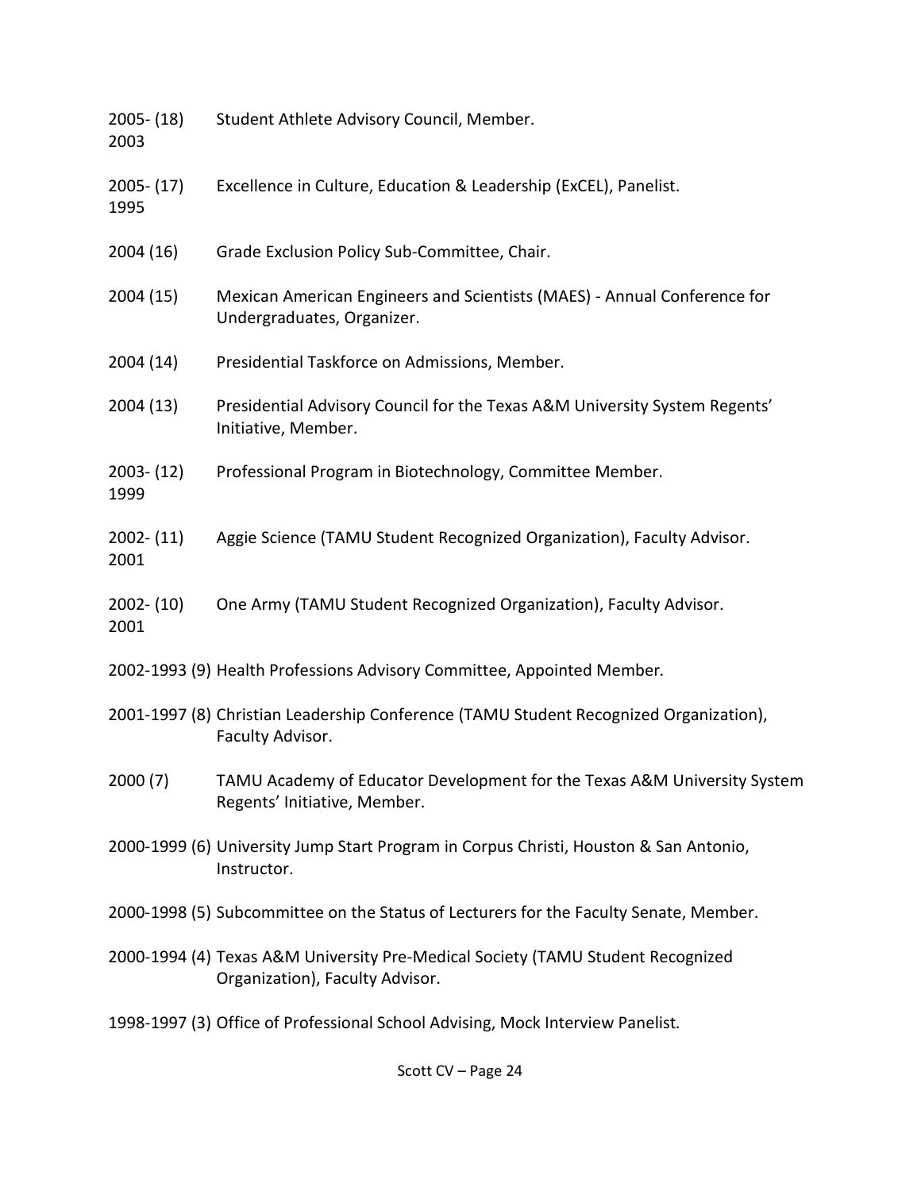2005-2003 (18) Student Athlete Advisory Council, Member.

2005-1995 (17) Excellence in Culture, Education & Leadership (ExCEL), Panelist.

2004 (16) Grade Exclusion Policy Sub-Committee, Chair.

2004 (15) Mexican American Engineers and Scientists (MAES) - Annual Conference for Undergraduates, Organizer.

2004 (14) Presidential Taskforce on Admissions, Member.

2004 (13) Presidential Advisory Council for the Texas A&M University System Regents' Initiative, Member.

2003-1999 (12) Professional Program in Biotechnology, Committee Member.

2002-2001 (11) Aggie Science (TAMU Student Recognized Organization), Faculty Advisor.

2002-2001 (10) One Army (TAMU Student Recognized Organization), Faculty Advisor.

2002-1993 (9) Health Professions Advisory Committee, Appointed Member.

2001-1997 (8) Christian Leadership Conference (TAMU Student Recognized Organization), Faculty Advisor.

2000 (7) TAMU Academy of Educator Development for the Texas A&M University System Regents' Initiative, Member.

2000-1999 (6) University Jump Start Program in Corpus Christi, Houston & San Antonio, Instructor.

2000-1998 (5) Subcommittee on the Status of Lecturers for the Faculty Senate, Member.

2000-1994 (4) Texas A&M University Pre-Medical Society (TAMU Student Recognized Organization), Faculty Advisor.

1998-1997 (3) Office of Professional School Advising, Mock Interview Panelist.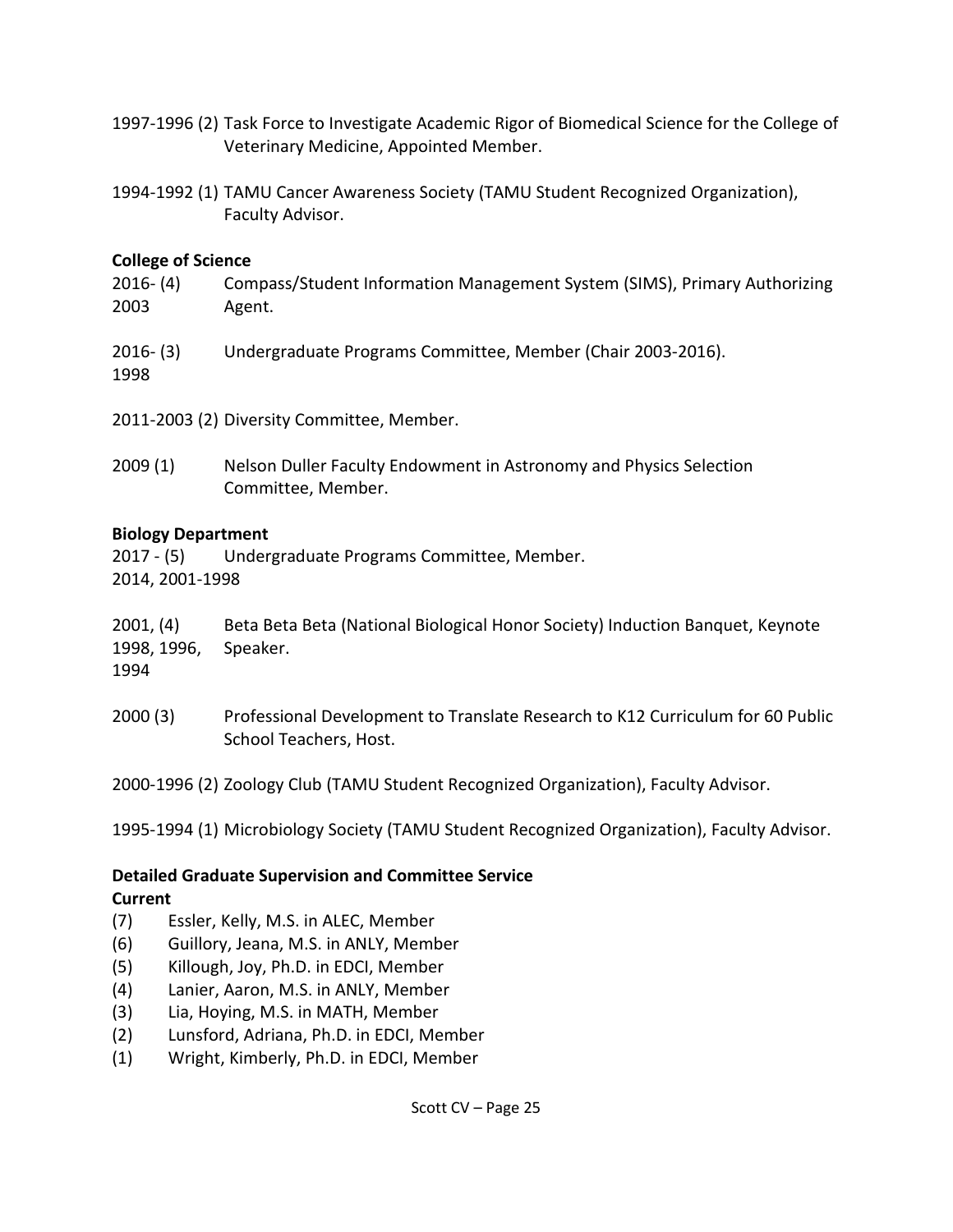1997-1996 (2) Task Force to Investigate Academic Rigor of Biomedical Science for the College of Veterinary Medicine, Appointed Member.

1994-1992 (1) TAMU Cancer Awareness Society (TAMU Student Recognized Organization), Faculty Advisor.

**College of Science**

2016-2003 (4) Compass/Student Information Management System (SIMS), Primary Authorizing Agent.

2016-1998 (3) Undergraduate Programs Committee, Member (Chair 2003-2016).

2011-2003 (2) Diversity Committee, Member.

2009 (1) Nelson Duller Faculty Endowment in Astronomy and Physics Selection Committee, Member.

**Biology Department**

2017 - 2014, 2001-1998 (5) Undergraduate Programs Committee, Member.

2001, 1998, 1996, 1994 (4) Beta Beta Beta (National Biological Honor Society) Induction Banquet, Keynote Speaker.

2000 (3) Professional Development to Translate Research to K12 Curriculum for 60 Public School Teachers, Host.

2000-1996 (2) Zoology Club (TAMU Student Recognized Organization), Faculty Advisor.

1995-1994 (1) Microbiology Society (TAMU Student Recognized Organization), Faculty Advisor.

**Detailed Graduate Supervision and Committee Service**

**Current**

(7) Essler, Kelly, M.S. in ALEC, Member
(6) Guillory, Jeana, M.S. in ANLY, Member
(5) Killough, Joy, Ph.D. in EDCI, Member
(4) Lanier, Aaron, M.S. in ANLY, Member
(3) Lia, Hoying, M.S. in MATH, Member
(2) Lunsford, Adriana, Ph.D. in EDCI, Member
(1) Wright, Kimberly, Ph.D. in EDCI, Member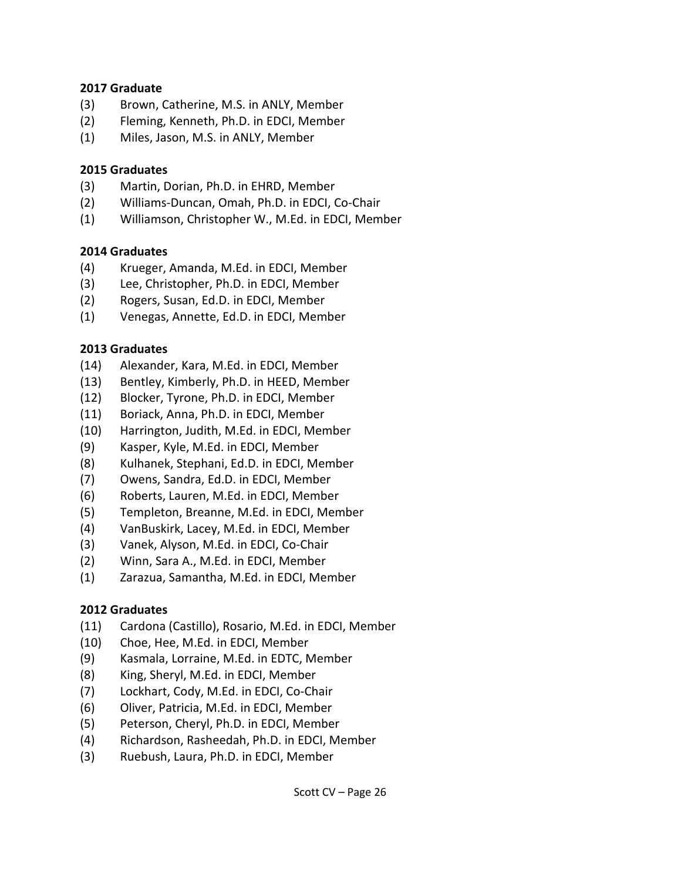**2017 Graduate**

(3) Brown, Catherine, M.S. in ANLY, Member
(2) Fleming, Kenneth, Ph.D. in EDCI, Member
(1) Miles, Jason, M.S. in ANLY, Member

**2015 Graduates**

(3) Martin, Dorian, Ph.D. in EHRD, Member
(2) Williams-Duncan, Omah, Ph.D. in EDCI, Co-Chair
(1) Williamson, Christopher W., M.Ed. in EDCI, Member

**2014 Graduates**

(4) Krueger, Amanda, M.Ed. in EDCI, Member
(3) Lee, Christopher, Ph.D. in EDCI, Member
(2) Rogers, Susan, Ed.D. in EDCI, Member
(1) Venegas, Annette, Ed.D. in EDCI, Member

**2013 Graduates**

(14) Alexander, Kara, M.Ed. in EDCI, Member
(13) Bentley, Kimberly, Ph.D. in HEED, Member
(12) Blocker, Tyrone, Ph.D. in EDCI, Member
(11) Boriack, Anna, Ph.D. in EDCI, Member
(10) Harrington, Judith, M.Ed. in EDCI, Member
(9) Kasper, Kyle, M.Ed. in EDCI, Member
(8) Kulhanek, Stephani, Ed.D. in EDCI, Member
(7) Owens, Sandra, Ed.D. in EDCI, Member
(6) Roberts, Lauren, M.Ed. in EDCI, Member
(5) Templeton, Breanne, M.Ed. in EDCI, Member
(4) VanBuskirk, Lacey, M.Ed. in EDCI, Member
(3) Vanek, Alyson, M.Ed. in EDCI, Co-Chair
(2) Winn, Sara A., M.Ed. in EDCI, Member
(1) Zarazua, Samantha, M.Ed. in EDCI, Member

**2012 Graduates**

(11) Cardona (Castillo), Rosario, M.Ed. in EDCI, Member
(10) Choe, Hee, M.Ed. in EDCI, Member
(9) Kasmala, Lorraine, M.Ed. in EDTC, Member
(8) King, Sheryl, M.Ed. in EDCI, Member
(7) Lockhart, Cody, M.Ed. in EDCI, Co-Chair
(6) Oliver, Patricia, M.Ed. in EDCI, Member
(5) Peterson, Cheryl, Ph.D. in EDCI, Member
(4) Richardson, Rasheedah, Ph.D. in EDCI, Member
(3) Ruebush, Laura, Ph.D. in EDCI, Member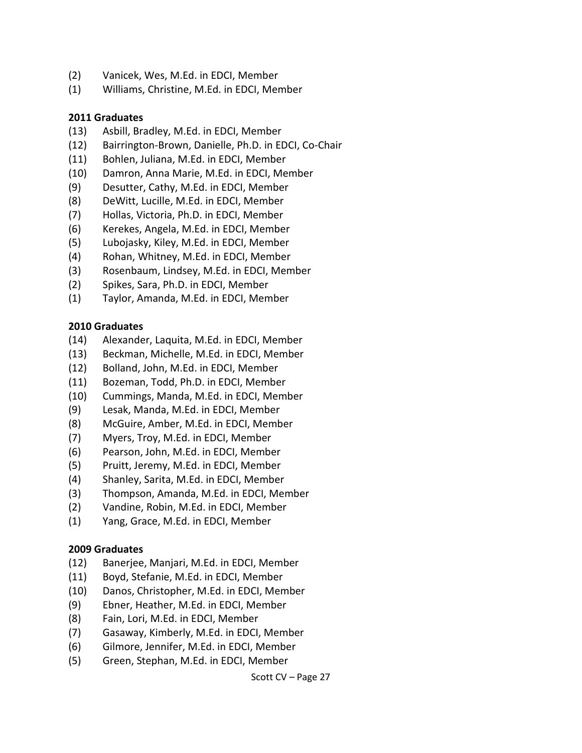(2) Vanicek, Wes, M.Ed. in EDCI, Member
(1) Williams, Christine, M.Ed. in EDCI, Member

**2011 Graduates**

(13) Asbill, Bradley, M.Ed. in EDCI, Member
(12) Bairrington-Brown, Danielle, Ph.D. in EDCI, Co-Chair
(11) Bohlen, Juliana, M.Ed. in EDCI, Member
(10) Damron, Anna Marie, M.Ed. in EDCI, Member
(9) Desutter, Cathy, M.Ed. in EDCI, Member
(8) DeWitt, Lucille, M.Ed. in EDCI, Member
(7) Hollas, Victoria, Ph.D. in EDCI, Member
(6) Kerekes, Angela, M.Ed. in EDCI, Member
(5) Lubojasky, Kiley, M.Ed. in EDCI, Member
(4) Rohan, Whitney, M.Ed. in EDCI, Member
(3) Rosenbaum, Lindsey, M.Ed. in EDCI, Member
(2) Spikes, Sara, Ph.D. in EDCI, Member
(1) Taylor, Amanda, M.Ed. in EDCI, Member

**2010 Graduates**

(14) Alexander, Laquita, M.Ed. in EDCI, Member
(13) Beckman, Michelle, M.Ed. in EDCI, Member
(12) Bolland, John, M.Ed. in EDCI, Member
(11) Bozeman, Todd, Ph.D. in EDCI, Member
(10) Cummings, Manda, M.Ed. in EDCI, Member
(9) Lesak, Manda, M.Ed. in EDCI, Member
(8) McGuire, Amber, M.Ed. in EDCI, Member
(7) Myers, Troy, M.Ed. in EDCI, Member
(6) Pearson, John, M.Ed. in EDCI, Member
(5) Pruitt, Jeremy, M.Ed. in EDCI, Member
(4) Shanley, Sarita, M.Ed. in EDCI, Member
(3) Thompson, Amanda, M.Ed. in EDCI, Member
(2) Vandine, Robin, M.Ed. in EDCI, Member
(1) Yang, Grace, M.Ed. in EDCI, Member

**2009 Graduates**

(12) Banerjee, Manjari, M.Ed. in EDCI, Member
(11) Boyd, Stefanie, M.Ed. in EDCI, Member
(10) Danos, Christopher, M.Ed. in EDCI, Member
(9) Ebner, Heather, M.Ed. in EDCI, Member
(8) Fain, Lori, M.Ed. in EDCI, Member
(7) Gasaway, Kimberly, M.Ed. in EDCI, Member
(6) Gilmore, Jennifer, M.Ed. in EDCI, Member
(5) Green, Stephan, M.Ed. in EDCI, Member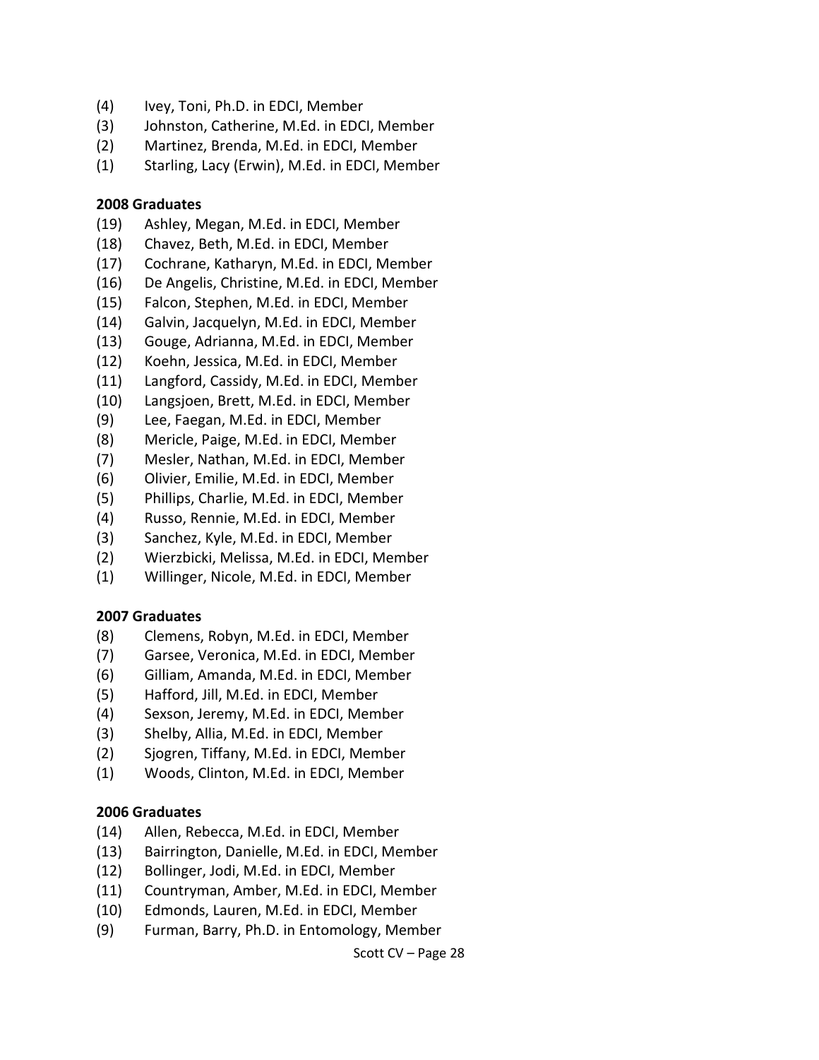(4) Ivey, Toni, Ph.D. in EDCI, Member
(3) Johnston, Catherine, M.Ed. in EDCI, Member
(2) Martinez, Brenda, M.Ed. in EDCI, Member
(1) Starling, Lacy (Erwin), M.Ed. in EDCI, Member

**2008 Graduates**

(19) Ashley, Megan, M.Ed. in EDCI, Member
(18) Chavez, Beth, M.Ed. in EDCI, Member
(17) Cochrane, Katharyn, M.Ed. in EDCI, Member
(16) De Angelis, Christine, M.Ed. in EDCI, Member
(15) Falcon, Stephen, M.Ed. in EDCI, Member
(14) Galvin, Jacquelyn, M.Ed. in EDCI, Member
(13) Gouge, Adrianna, M.Ed. in EDCI, Member
(12) Koehn, Jessica, M.Ed. in EDCI, Member
(11) Langford, Cassidy, M.Ed. in EDCI, Member
(10) Langsjoen, Brett, M.Ed. in EDCI, Member
(9) Lee, Faegan, M.Ed. in EDCI, Member
(8) Mericle, Paige, M.Ed. in EDCI, Member
(7) Mesler, Nathan, M.Ed. in EDCI, Member
(6) Olivier, Emilie, M.Ed. in EDCI, Member
(5) Phillips, Charlie, M.Ed. in EDCI, Member
(4) Russo, Rennie, M.Ed. in EDCI, Member
(3) Sanchez, Kyle, M.Ed. in EDCI, Member
(2) Wierzbicki, Melissa, M.Ed. in EDCI, Member
(1) Willinger, Nicole, M.Ed. in EDCI, Member

**2007 Graduates**

(8) Clemens, Robyn, M.Ed. in EDCI, Member
(7) Garsee, Veronica, M.Ed. in EDCI, Member
(6) Gilliam, Amanda, M.Ed. in EDCI, Member
(5) Hafford, Jill, M.Ed. in EDCI, Member
(4) Sexson, Jeremy, M.Ed. in EDCI, Member
(3) Shelby, Allia, M.Ed. in EDCI, Member
(2) Sjogren, Tiffany, M.Ed. in EDCI, Member
(1) Woods, Clinton, M.Ed. in EDCI, Member

**2006 Graduates**

(14) Allen, Rebecca, M.Ed. in EDCI, Member
(13) Bairrington, Danielle, M.Ed. in EDCI, Member
(12) Bollinger, Jodi, M.Ed. in EDCI, Member
(11) Countryman, Amber, M.Ed. in EDCI, Member
(10) Edmonds, Lauren, M.Ed. in EDCI, Member
(9) Furman, Barry, Ph.D. in Entomology, Member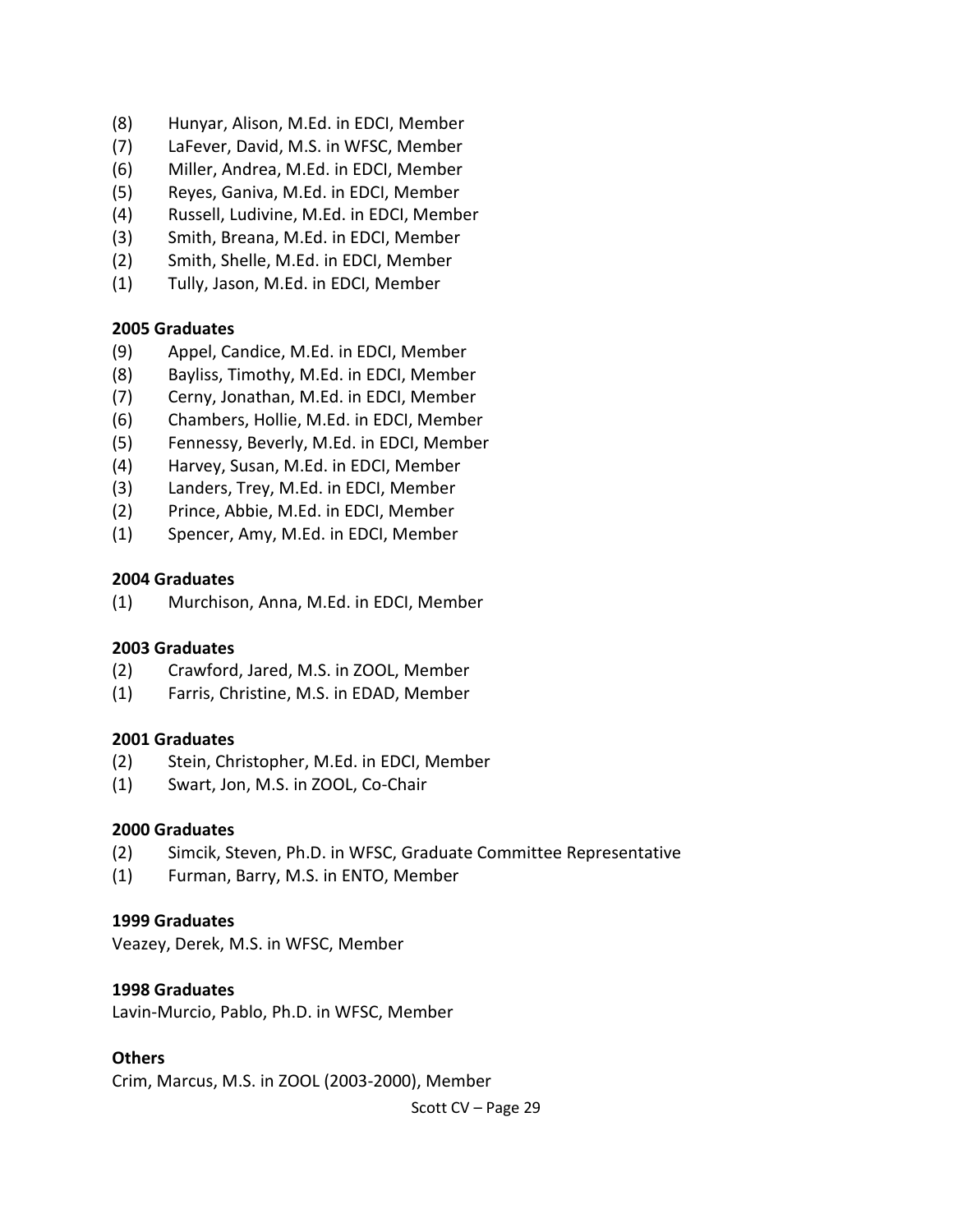(8) Hunyar, Alison, M.Ed. in EDCI, Member
(7) LaFever, David, M.S. in WFSC, Member
(6) Miller, Andrea, M.Ed. in EDCI, Member
(5) Reyes, Ganiva, M.Ed. in EDCI, Member
(4) Russell, Ludivine, M.Ed. in EDCI, Member
(3) Smith, Breana, M.Ed. in EDCI, Member
(2) Smith, Shelle, M.Ed. in EDCI, Member
(1) Tully, Jason, M.Ed. in EDCI, Member

**2005 Graduates**

(9) Appel, Candice, M.Ed. in EDCI, Member
(8) Bayliss, Timothy, M.Ed. in EDCI, Member
(7) Cerny, Jonathan, M.Ed. in EDCI, Member
(6) Chambers, Hollie, M.Ed. in EDCI, Member
(5) Fennessy, Beverly, M.Ed. in EDCI, Member
(4) Harvey, Susan, M.Ed. in EDCI, Member
(3) Landers, Trey, M.Ed. in EDCI, Member
(2) Prince, Abbie, M.Ed. in EDCI, Member
(1) Spencer, Amy, M.Ed. in EDCI, Member

**2004 Graduates**

(1) Murchison, Anna, M.Ed. in EDCI, Member

**2003 Graduates**

(2) Crawford, Jared, M.S. in ZOOL, Member
(1) Farris, Christine, M.S. in EDAD, Member

**2001 Graduates**

(2) Stein, Christopher, M.Ed. in EDCI, Member
(1) Swart, Jon, M.S. in ZOOL, Co-Chair

**2000 Graduates**

(2) Simcik, Steven, Ph.D. in WFSC, Graduate Committee Representative
(1) Furman, Barry, M.S. in ENTO, Member

**1999 Graduates**

Veazey, Derek, M.S. in WFSC, Member

**1998 Graduates**

Lavin-Murcio, Pablo, Ph.D. in WFSC, Member

**Others**

Crim, Marcus, M.S. in ZOOL (2003-2000), Member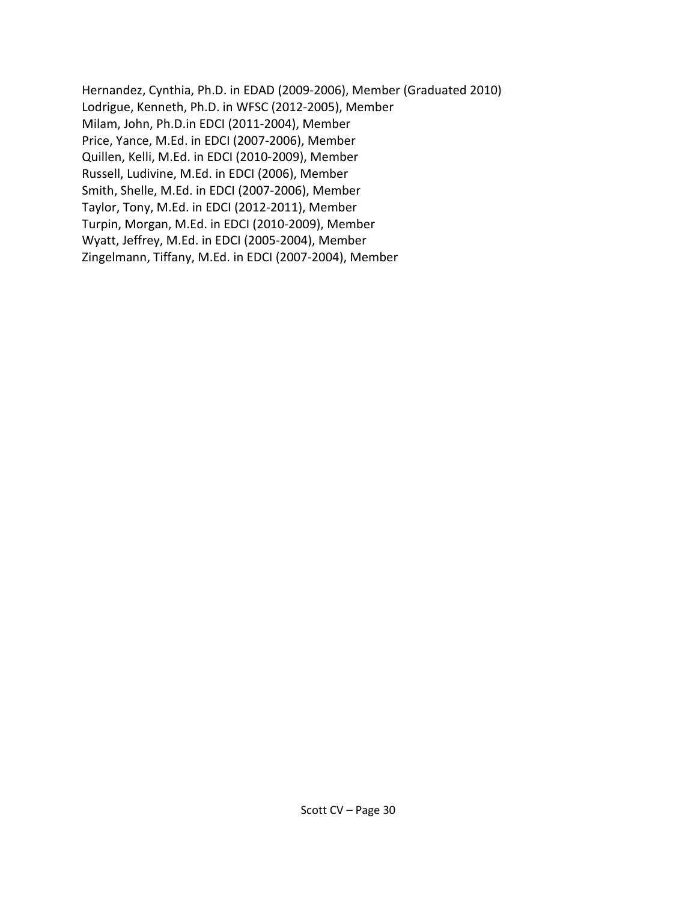Hernandez, Cynthia, Ph.D. in EDAD (2009-2006), Member (Graduated 2010)
Lodrigue, Kenneth, Ph.D. in WFSC (2012-2005), Member
Milam, John, Ph.D.in EDCI (2011-2004), Member
Price, Yance, M.Ed. in EDCI (2007-2006), Member
Quillen, Kelli, M.Ed. in EDCI (2010-2009), Member
Russell, Ludivine, M.Ed. in EDCI (2006), Member
Smith, Shelle, M.Ed. in EDCI (2007-2006), Member
Taylor, Tony, M.Ed. in EDCI (2012-2011), Member
Turpin, Morgan, M.Ed. in EDCI (2010-2009), Member
Wyatt, Jeffrey, M.Ed. in EDCI (2005-2004), Member
Zingelmann, Tiffany, M.Ed. in EDCI (2007-2004), Member